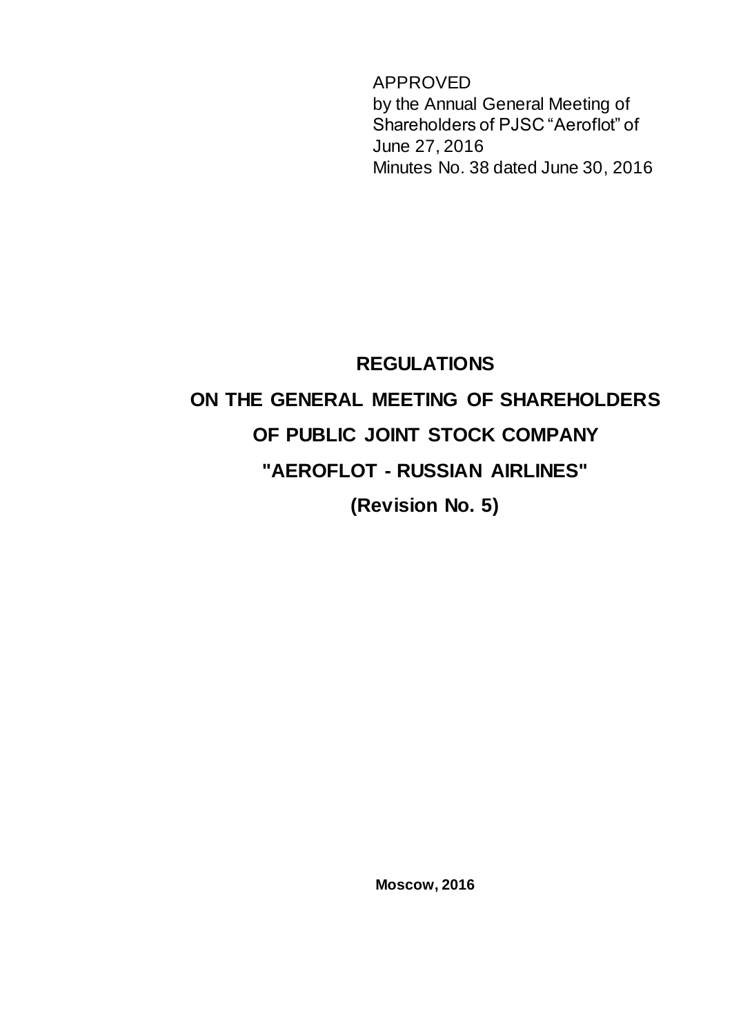APPROVED
by the Annual General Meeting of Shareholders of PJSC "Aeroflot" of June 27, 2016
Minutes No. 38 dated June 30, 2016

# REGULATIONS
# ON THE GENERAL MEETING OF SHAREHOLDERS
# OF PUBLIC JOINT STOCK COMPANY
# "AEROFLOT - RUSSIAN AIRLINES"
# (Revision No. 5)

**Moscow, 2016**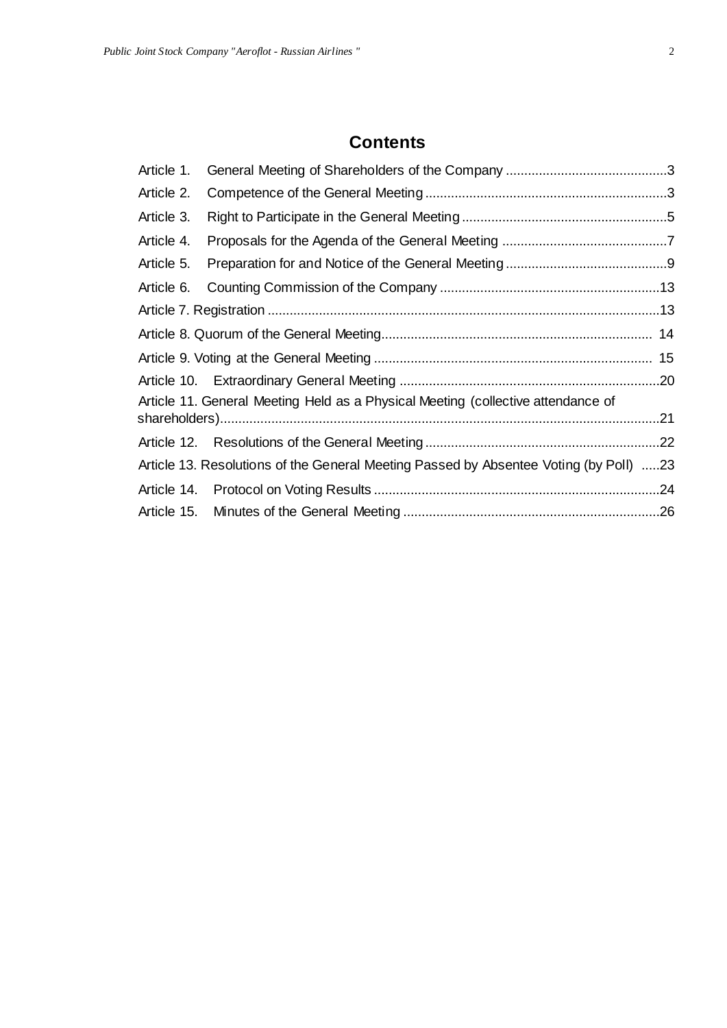# Contents

| | | |
|---|---|---|
| Article 1. | General Meeting of Shareholders of the Company | 3 |
| Article 2. | Competence of the General Meeting | 3 |
| Article 3. | Right to Participate in the General Meeting | 5 |
| Article 4. | Proposals for the Agenda of the General Meeting | 7 |
| Article 5. | Preparation for and Notice of the General Meeting | 9 |
| Article 6. | Counting Commission of the Company | 13 |
| Article 7. | Registration | 13 |
| Article 8. | Quorum of the General Meeting | 14 |
| Article 9. | Voting at the General Meeting | 15 |
| Article 10. | Extraordinary General Meeting | 20 |
| Article 11. | General Meeting Held as a Physical Meeting (collective attendance of shareholders) | 21 |
| Article 12. | Resolutions of the General Meeting | 22 |
| Article 13. | Resolutions of the General Meeting Passed by Absentee Voting (by Poll) | 23 |
| Article 14. | Protocol on Voting Results | 24 |
| Article 15. | Minutes of the General Meeting | 26 |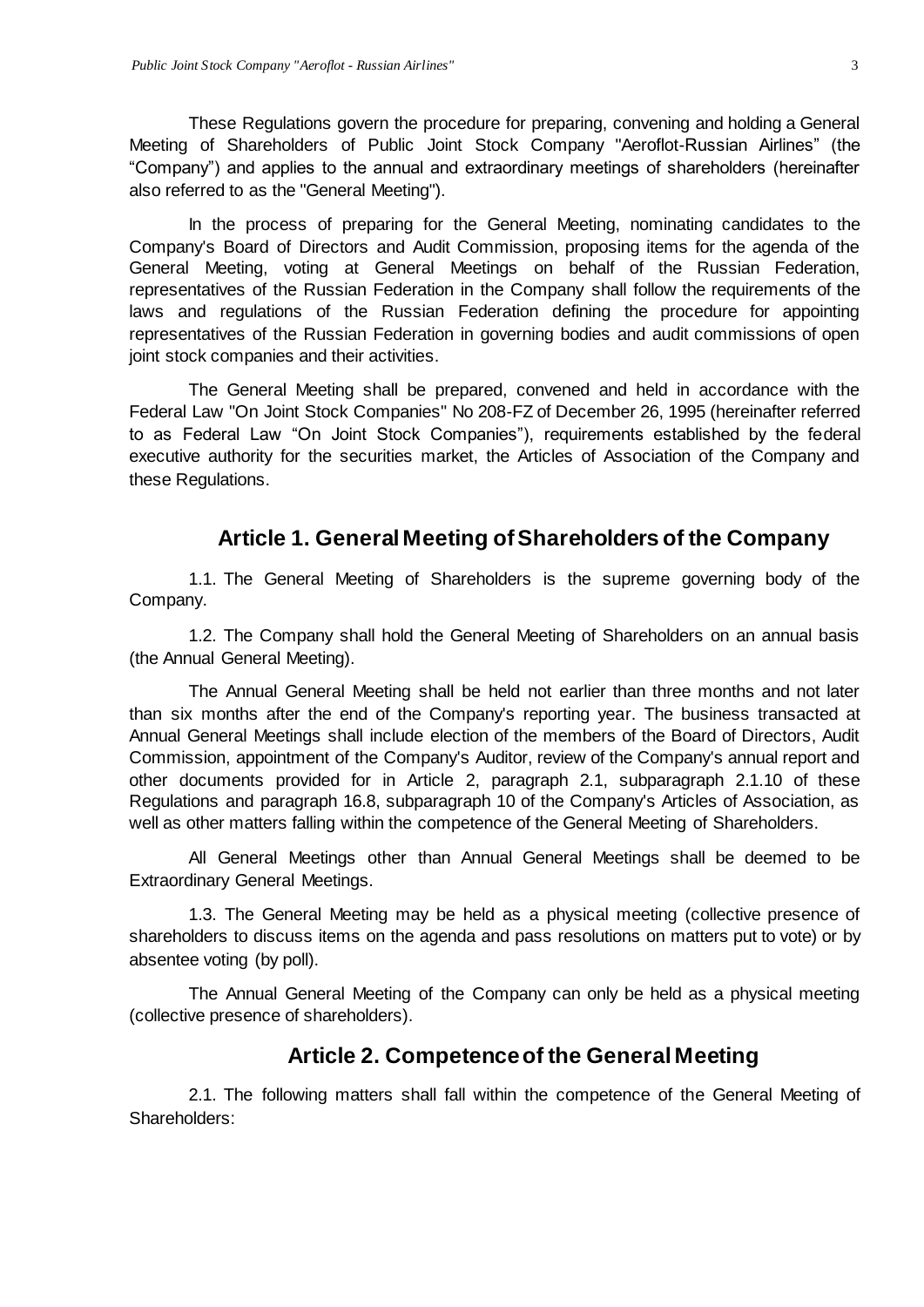These Regulations govern the procedure for preparing, convening and holding a General Meeting of Shareholders of Public Joint Stock Company "Aeroflot-Russian Airlines" (the "Company") and applies to the annual and extraordinary meetings of shareholders (hereinafter also referred to as the "General Meeting").

In the process of preparing for the General Meeting, nominating candidates to the Company's Board of Directors and Audit Commission, proposing items for the agenda of the General Meeting, voting at General Meetings on behalf of the Russian Federation, representatives of the Russian Federation in the Company shall follow the requirements of the laws and regulations of the Russian Federation defining the procedure for appointing representatives of the Russian Federation in governing bodies and audit commissions of open joint stock companies and their activities.

The General Meeting shall be prepared, convened and held in accordance with the Federal Law "On Joint Stock Companies" No 208-FZ of December 26, 1995 (hereinafter referred to as Federal Law "On Joint Stock Companies"), requirements established by the federal executive authority for the securities market, the Articles of Association of the Company and these Regulations.

## Article 1. General Meeting of Shareholders of the Company

1.1. The General Meeting of Shareholders is the supreme governing body of the Company.

1.2. The Company shall hold the General Meeting of Shareholders on an annual basis (the Annual General Meeting).

The Annual General Meeting shall be held not earlier than three months and not later than six months after the end of the Company's reporting year. The business transacted at Annual General Meetings shall include election of the members of the Board of Directors, Audit Commission, appointment of the Company's Auditor, review of the Company's annual report and other documents provided for in Article 2, paragraph 2.1, subparagraph 2.1.10 of these Regulations and paragraph 16.8, subparagraph 10 of the Company's Articles of Association, as well as other matters falling within the competence of the General Meeting of Shareholders.

All General Meetings other than Annual General Meetings shall be deemed to be Extraordinary General Meetings.

1.3. The General Meeting may be held as a physical meeting (collective presence of shareholders to discuss items on the agenda and pass resolutions on matters put to vote) or by absentee voting (by poll).

The Annual General Meeting of the Company can only be held as a physical meeting (collective presence of shareholders).

## Article 2. Competence of the General Meeting

2.1. The following matters shall fall within the competence of the General Meeting of Shareholders: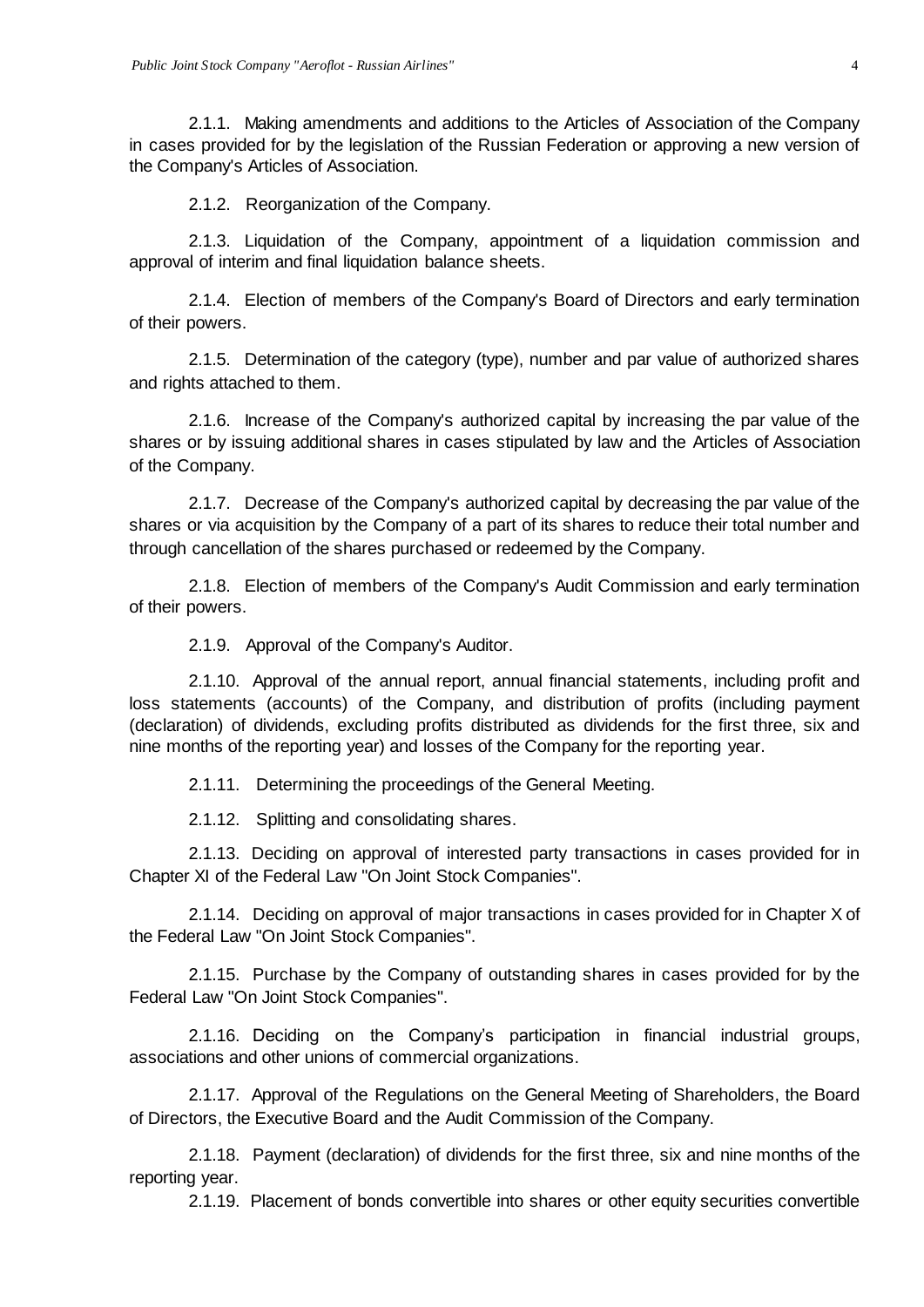2.1.1. Making amendments and additions to the Articles of Association of the Company in cases provided for by the legislation of the Russian Federation or approving a new version of the Company's Articles of Association.

2.1.2. Reorganization of the Company.

2.1.3. Liquidation of the Company, appointment of a liquidation commission and approval of interim and final liquidation balance sheets.

2.1.4. Election of members of the Company's Board of Directors and early termination of their powers.

2.1.5. Determination of the category (type), number and par value of authorized shares and rights attached to them.

2.1.6. Increase of the Company's authorized capital by increasing the par value of the shares or by issuing additional shares in cases stipulated by law and the Articles of Association of the Company.

2.1.7. Decrease of the Company's authorized capital by decreasing the par value of the shares or via acquisition by the Company of a part of its shares to reduce their total number and through cancellation of the shares purchased or redeemed by the Company.

2.1.8. Election of members of the Company's Audit Commission and early termination of their powers.

2.1.9. Approval of the Company's Auditor.

2.1.10. Approval of the annual report, annual financial statements, including profit and loss statements (accounts) of the Company, and distribution of profits (including payment (declaration) of dividends, excluding profits distributed as dividends for the first three, six and nine months of the reporting year) and losses of the Company for the reporting year.

2.1.11. Determining the proceedings of the General Meeting.

2.1.12. Splitting and consolidating shares.

2.1.13. Deciding on approval of interested party transactions in cases provided for in Chapter XI of the Federal Law "On Joint Stock Companies".

2.1.14. Deciding on approval of major transactions in cases provided for in Chapter X of the Federal Law "On Joint Stock Companies".

2.1.15. Purchase by the Company of outstanding shares in cases provided for by the Federal Law "On Joint Stock Companies".

2.1.16. Deciding on the Company's participation in financial industrial groups, associations and other unions of commercial organizations.

2.1.17. Approval of the Regulations on the General Meeting of Shareholders, the Board of Directors, the Executive Board and the Audit Commission of the Company.

2.1.18. Payment (declaration) of dividends for the first three, six and nine months of the reporting year.

2.1.19. Placement of bonds convertible into shares or other equity securities convertible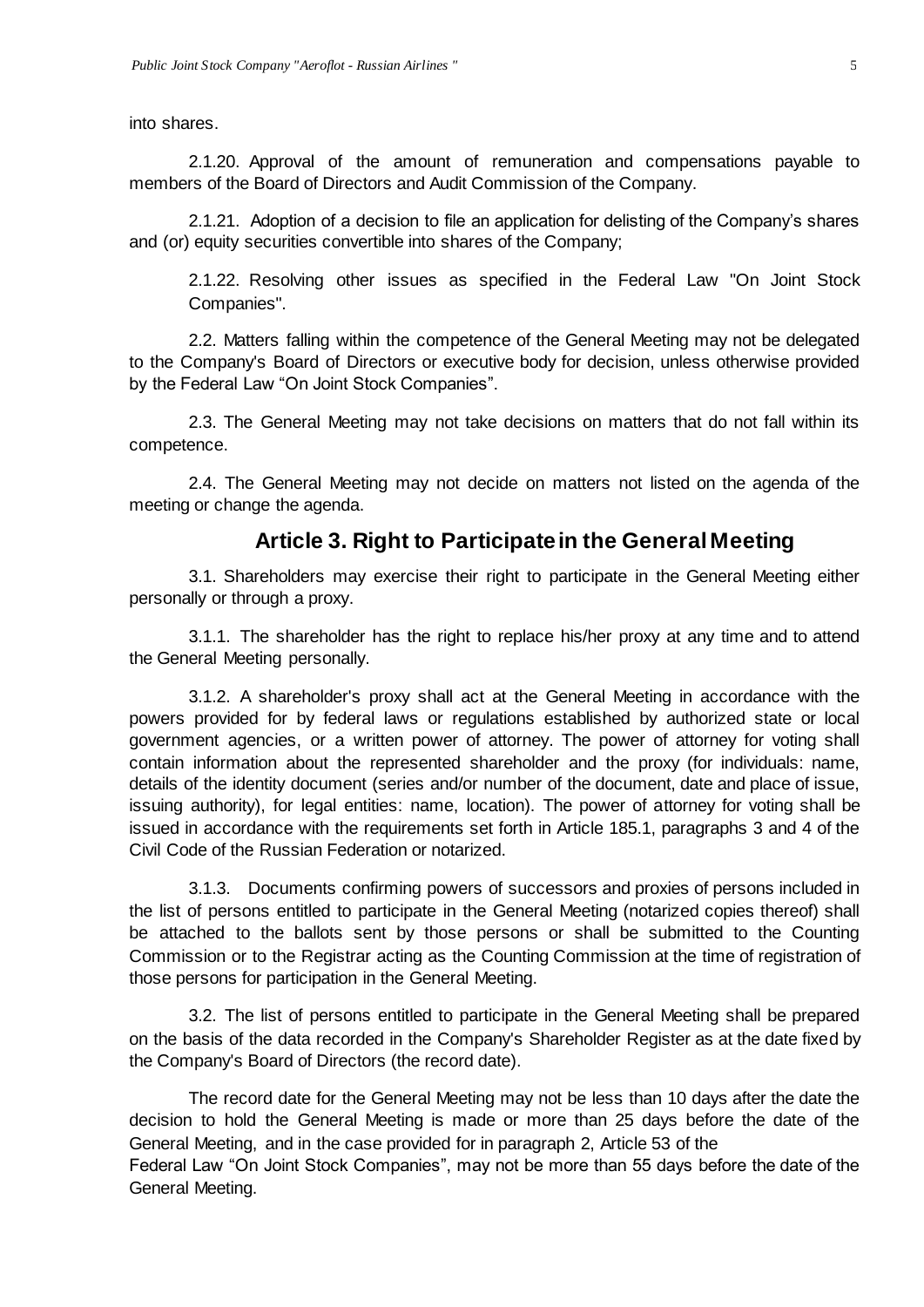into shares.

2.1.20. Approval of the amount of remuneration and compensations payable to members of the Board of Directors and Audit Commission of the Company.

2.1.21. Adoption of a decision to file an application for delisting of the Company's shares and (or) equity securities convertible into shares of the Company;

2.1.22. Resolving other issues as specified in the Federal Law "On Joint Stock Companies".

2.2. Matters falling within the competence of the General Meeting may not be delegated to the Company's Board of Directors or executive body for decision, unless otherwise provided by the Federal Law "On Joint Stock Companies".

2.3. The General Meeting may not take decisions on matters that do not fall within its competence.

2.4. The General Meeting may not decide on matters not listed on the agenda of the meeting or change the agenda.

## Article 3. Right to Participate in the General Meeting

3.1. Shareholders may exercise their right to participate in the General Meeting either personally or through a proxy.

3.1.1. The shareholder has the right to replace his/her proxy at any time and to attend the General Meeting personally.

3.1.2. A shareholder's proxy shall act at the General Meeting in accordance with the powers provided for by federal laws or regulations established by authorized state or local government agencies, or a written power of attorney. The power of attorney for voting shall contain information about the represented shareholder and the proxy (for individuals: name, details of the identity document (series and/or number of the document, date and place of issue, issuing authority), for legal entities: name, location). The power of attorney for voting shall be issued in accordance with the requirements set forth in Article 185.1, paragraphs 3 and 4 of the Civil Code of the Russian Federation or notarized.

3.1.3. Documents confirming powers of successors and proxies of persons included in the list of persons entitled to participate in the General Meeting (notarized copies thereof) shall be attached to the ballots sent by those persons or shall be submitted to the Counting Commission or to the Registrar acting as the Counting Commission at the time of registration of those persons for participation in the General Meeting.

3.2. The list of persons entitled to participate in the General Meeting shall be prepared on the basis of the data recorded in the Company's Shareholder Register as at the date fixed by the Company's Board of Directors (the record date).

The record date for the General Meeting may not be less than 10 days after the date the decision to hold the General Meeting is made or more than 25 days before the date of the General Meeting, and in the case provided for in paragraph 2, Article 53 of the Federal Law "On Joint Stock Companies", may not be more than 55 days before the date of the General Meeting.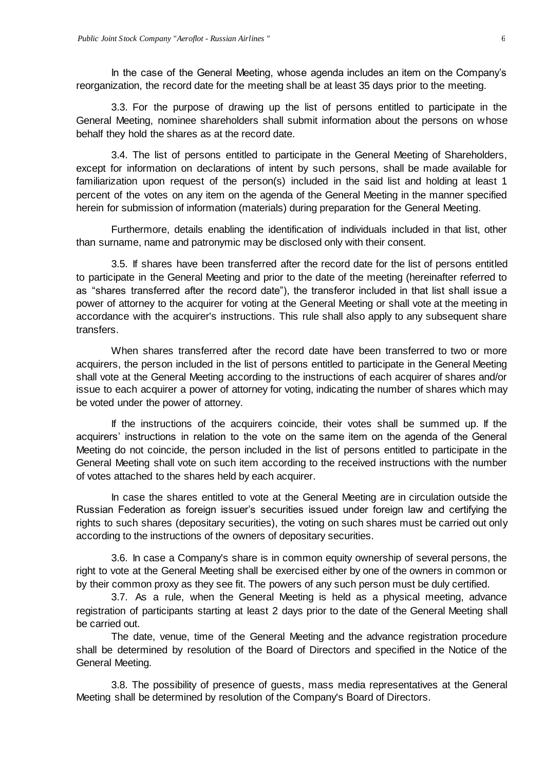In the case of the General Meeting, whose agenda includes an item on the Company's reorganization, the record date for the meeting shall be at least 35 days prior to the meeting.

3.3. For the purpose of drawing up the list of persons entitled to participate in the General Meeting, nominee shareholders shall submit information about the persons on whose behalf they hold the shares as at the record date.

3.4. The list of persons entitled to participate in the General Meeting of Shareholders, except for information on declarations of intent by such persons, shall be made available for familiarization upon request of the person(s) included in the said list and holding at least 1 percent of the votes on any item on the agenda of the General Meeting in the manner specified herein for submission of information (materials) during preparation for the General Meeting.

Furthermore, details enabling the identification of individuals included in that list, other than surname, name and patronymic may be disclosed only with their consent.

3.5. If shares have been transferred after the record date for the list of persons entitled to participate in the General Meeting and prior to the date of the meeting (hereinafter referred to as "shares transferred after the record date"), the transferor included in that list shall issue a power of attorney to the acquirer for voting at the General Meeting or shall vote at the meeting in accordance with the acquirer's instructions. This rule shall also apply to any subsequent share transfers.

When shares transferred after the record date have been transferred to two or more acquirers, the person included in the list of persons entitled to participate in the General Meeting shall vote at the General Meeting according to the instructions of each acquirer of shares and/or issue to each acquirer a power of attorney for voting, indicating the number of shares which may be voted under the power of attorney.

If the instructions of the acquirers coincide, their votes shall be summed up. If the acquirers' instructions in relation to the vote on the same item on the agenda of the General Meeting do not coincide, the person included in the list of persons entitled to participate in the General Meeting shall vote on such item according to the received instructions with the number of votes attached to the shares held by each acquirer.

In case the shares entitled to vote at the General Meeting are in circulation outside the Russian Federation as foreign issuer's securities issued under foreign law and certifying the rights to such shares (depositary securities), the voting on such shares must be carried out only according to the instructions of the owners of depositary securities.

3.6. In case a Company's share is in common equity ownership of several persons, the right to vote at the General Meeting shall be exercised either by one of the owners in common or by their common proxy as they see fit. The powers of any such person must be duly certified.

3.7. As a rule, when the General Meeting is held as a physical meeting, advance registration of participants starting at least 2 days prior to the date of the General Meeting shall be carried out.

The date, venue, time of the General Meeting and the advance registration procedure shall be determined by resolution of the Board of Directors and specified in the Notice of the General Meeting.

3.8. The possibility of presence of guests, mass media representatives at the General Meeting shall be determined by resolution of the Company's Board of Directors.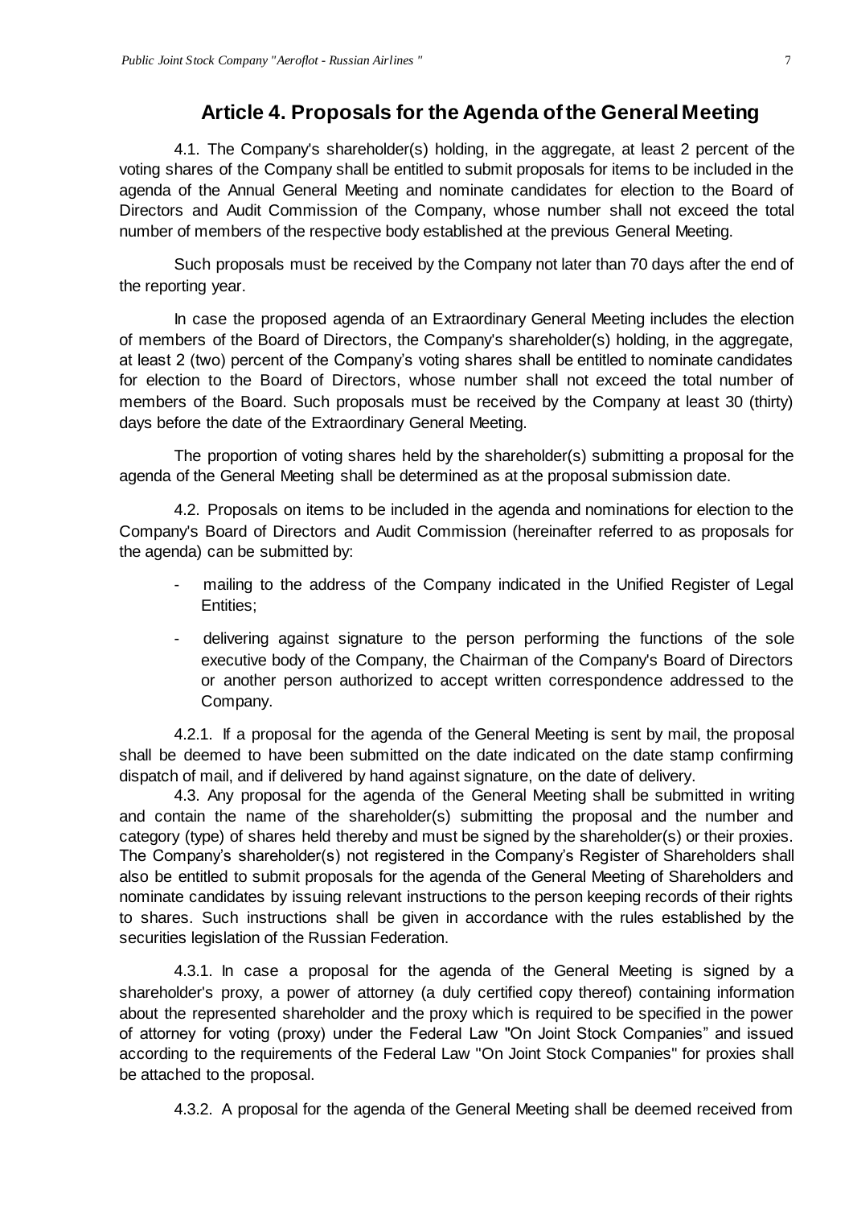## Article 4. Proposals for the Agenda of the General Meeting

4.1. The Company's shareholder(s) holding, in the aggregate, at least 2 percent of the voting shares of the Company shall be entitled to submit proposals for items to be included in the agenda of the Annual General Meeting and nominate candidates for election to the Board of Directors and Audit Commission of the Company, whose number shall not exceed the total number of members of the respective body established at the previous General Meeting.

Such proposals must be received by the Company not later than 70 days after the end of the reporting year.

In case the proposed agenda of an Extraordinary General Meeting includes the election of members of the Board of Directors, the Company's shareholder(s) holding, in the aggregate, at least 2 (two) percent of the Company's voting shares shall be entitled to nominate candidates for election to the Board of Directors, whose number shall not exceed the total number of members of the Board. Such proposals must be received by the Company at least 30 (thirty) days before the date of the Extraordinary General Meeting.

The proportion of voting shares held by the shareholder(s) submitting a proposal for the agenda of the General Meeting shall be determined as at the proposal submission date.

4.2. Proposals on items to be included in the agenda and nominations for election to the Company's Board of Directors and Audit Commission (hereinafter referred to as proposals for the agenda) can be submitted by:

- mailing to the address of the Company indicated in the Unified Register of Legal Entities;
- delivering against signature to the person performing the functions of the sole executive body of the Company, the Chairman of the Company's Board of Directors or another person authorized to accept written correspondence addressed to the Company.

4.2.1. If a proposal for the agenda of the General Meeting is sent by mail, the proposal shall be deemed to have been submitted on the date indicated on the date stamp confirming dispatch of mail, and if delivered by hand against signature, on the date of delivery.

4.3. Any proposal for the agenda of the General Meeting shall be submitted in writing and contain the name of the shareholder(s) submitting the proposal and the number and category (type) of shares held thereby and must be signed by the shareholder(s) or their proxies. The Company's shareholder(s) not registered in the Company's Register of Shareholders shall also be entitled to submit proposals for the agenda of the General Meeting of Shareholders and nominate candidates by issuing relevant instructions to the person keeping records of their rights to shares. Such instructions shall be given in accordance with the rules established by the securities legislation of the Russian Federation.

4.3.1. In case a proposal for the agenda of the General Meeting is signed by a shareholder's proxy, a power of attorney (a duly certified copy thereof) containing information about the represented shareholder and the proxy which is required to be specified in the power of attorney for voting (proxy) under the Federal Law "On Joint Stock Companies" and issued according to the requirements of the Federal Law "On Joint Stock Companies" for proxies shall be attached to the proposal.

4.3.2. A proposal for the agenda of the General Meeting shall be deemed received from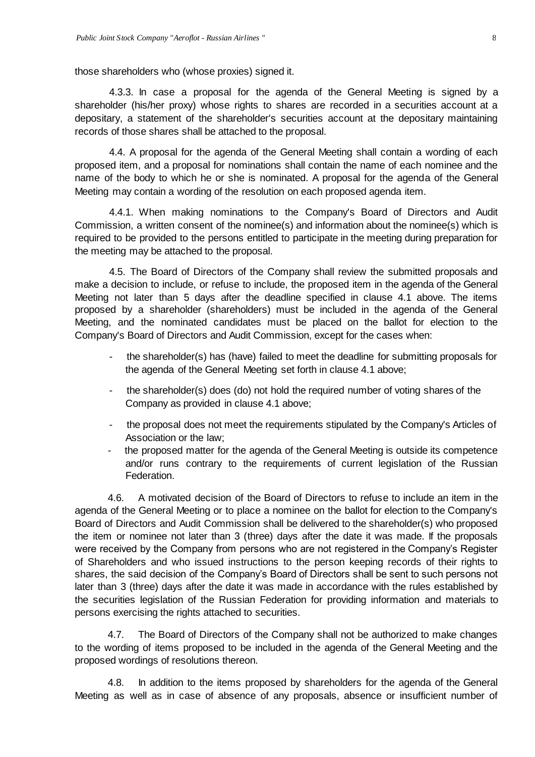those shareholders who (whose proxies) signed it.

4.3.3. In case a proposal for the agenda of the General Meeting is signed by a shareholder (his/her proxy) whose rights to shares are recorded in a securities account at a depositary, a statement of the shareholder's securities account at the depositary maintaining records of those shares shall be attached to the proposal.

4.4. A proposal for the agenda of the General Meeting shall contain a wording of each proposed item, and a proposal for nominations shall contain the name of each nominee and the name of the body to which he or she is nominated. A proposal for the agenda of the General Meeting may contain a wording of the resolution on each proposed agenda item.

4.4.1. When making nominations to the Company's Board of Directors and Audit Commission, a written consent of the nominee(s) and information about the nominee(s) which is required to be provided to the persons entitled to participate in the meeting during preparation for the meeting may be attached to the proposal.

4.5. The Board of Directors of the Company shall review the submitted proposals and make a decision to include, or refuse to include, the proposed item in the agenda of the General Meeting not later than 5 days after the deadline specified in clause 4.1 above. The items proposed by a shareholder (shareholders) must be included in the agenda of the General Meeting, and the nominated candidates must be placed on the ballot for election to the Company's Board of Directors and Audit Commission, except for the cases when:

- the shareholder(s) has (have) failed to meet the deadline for submitting proposals for the agenda of the General Meeting set forth in clause 4.1 above;
- the shareholder(s) does (do) not hold the required number of voting shares of the Company as provided in clause 4.1 above;
- the proposal does not meet the requirements stipulated by the Company's Articles of Association or the law;
- the proposed matter for the agenda of the General Meeting is outside its competence and/or runs contrary to the requirements of current legislation of the Russian Federation.

4.6. A motivated decision of the Board of Directors to refuse to include an item in the agenda of the General Meeting or to place a nominee on the ballot for election to the Company's Board of Directors and Audit Commission shall be delivered to the shareholder(s) who proposed the item or nominee not later than 3 (three) days after the date it was made. If the proposals were received by the Company from persons who are not registered in the Company's Register of Shareholders and who issued instructions to the person keeping records of their rights to shares, the said decision of the Company's Board of Directors shall be sent to such persons not later than 3 (three) days after the date it was made in accordance with the rules established by the securities legislation of the Russian Federation for providing information and materials to persons exercising the rights attached to securities.

4.7. The Board of Directors of the Company shall not be authorized to make changes to the wording of items proposed to be included in the agenda of the General Meeting and the proposed wordings of resolutions thereon.

4.8. In addition to the items proposed by shareholders for the agenda of the General Meeting as well as in case of absence of any proposals, absence or insufficient number of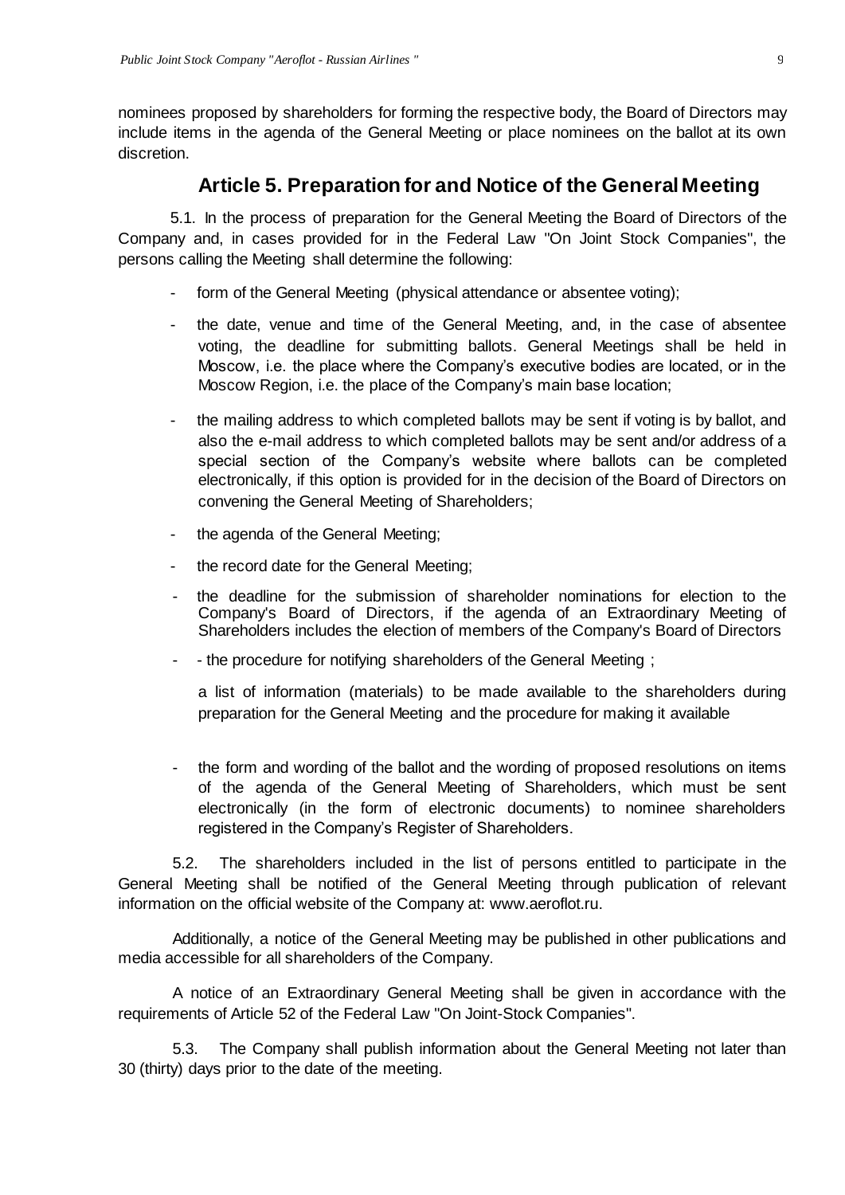nominees proposed by shareholders for forming the respective body, the Board of Directors may include items in the agenda of the General Meeting or place nominees on the ballot at its own discretion.

## Article 5. Preparation for and Notice of the General Meeting

5.1. In the process of preparation for the General Meeting the Board of Directors of the Company and, in cases provided for in the Federal Law "On Joint Stock Companies", the persons calling the Meeting shall determine the following:

- form of the General Meeting (physical attendance or absentee voting);
- the date, venue and time of the General Meeting, and, in the case of absentee voting, the deadline for submitting ballots. General Meetings shall be held in Moscow, i.e. the place where the Company's executive bodies are located, or in the Moscow Region, i.e. the place of the Company's main base location;
- the mailing address to which completed ballots may be sent if voting is by ballot, and also the e-mail address to which completed ballots may be sent and/or address of a special section of the Company's website where ballots can be completed electronically, if this option is provided for in the decision of the Board of Directors on convening the General Meeting of Shareholders;
- the agenda of the General Meeting;
- the record date for the General Meeting;
- the deadline for the submission of shareholder nominations for election to the Company's Board of Directors, if the agenda of an Extraordinary Meeting of Shareholders includes the election of members of the Company's Board of Directors
- - the procedure for notifying shareholders of the General Meeting ;

  a list of information (materials) to be made available to the shareholders during preparation for the General Meeting and the procedure for making it available

- the form and wording of the ballot and the wording of proposed resolutions on items of the agenda of the General Meeting of Shareholders, which must be sent electronically (in the form of electronic documents) to nominee shareholders registered in the Company's Register of Shareholders.

5.2. The shareholders included in the list of persons entitled to participate in the General Meeting shall be notified of the General Meeting through publication of relevant information on the official website of the Company at: www.aeroflot.ru.

Additionally, a notice of the General Meeting may be published in other publications and media accessible for all shareholders of the Company.

A notice of an Extraordinary General Meeting shall be given in accordance with the requirements of Article 52 of the Federal Law "On Joint-Stock Companies".

5.3. The Company shall publish information about the General Meeting not later than 30 (thirty) days prior to the date of the meeting.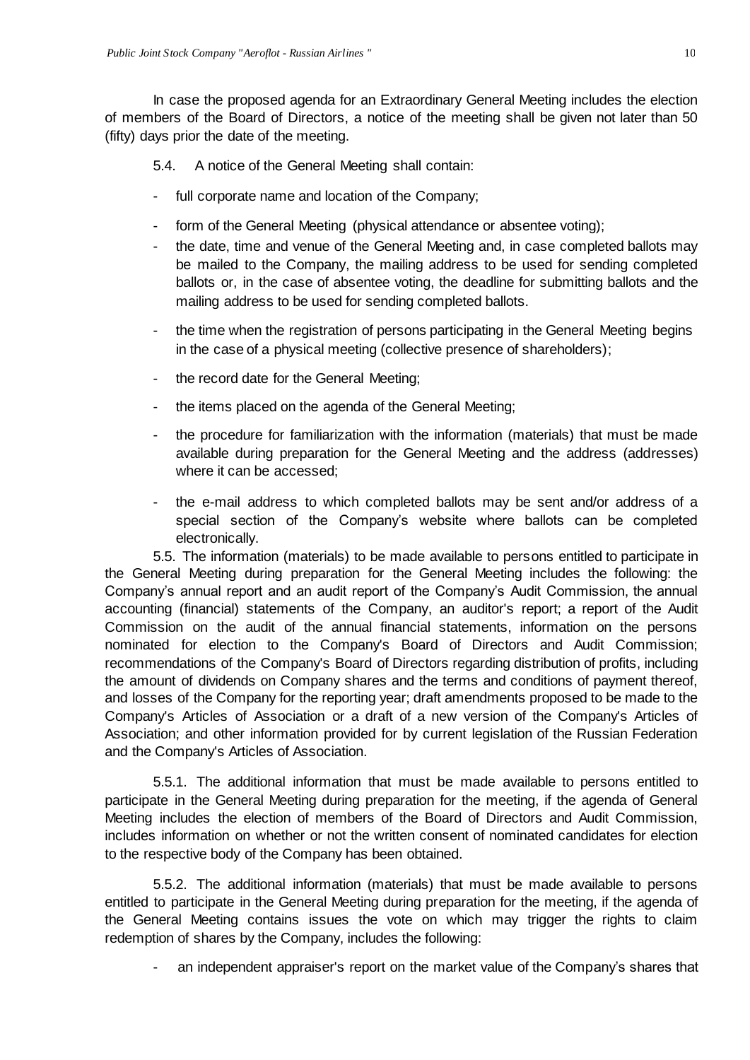In case the proposed agenda for an Extraordinary General Meeting includes the election of members of the Board of Directors, a notice of the meeting shall be given not later than 50 (fifty) days prior the date of the meeting.

5.4. A notice of the General Meeting shall contain:

- full corporate name and location of the Company;
- form of the General Meeting (physical attendance or absentee voting);
- the date, time and venue of the General Meeting and, in case completed ballots may be mailed to the Company, the mailing address to be used for sending completed ballots or, in the case of absentee voting, the deadline for submitting ballots and the mailing address to be used for sending completed ballots.
- the time when the registration of persons participating in the General Meeting begins in the case of a physical meeting (collective presence of shareholders);
- the record date for the General Meeting;
- the items placed on the agenda of the General Meeting;
- the procedure for familiarization with the information (materials) that must be made available during preparation for the General Meeting and the address (addresses) where it can be accessed;
- the e-mail address to which completed ballots may be sent and/or address of a special section of the Company's website where ballots can be completed electronically.

5.5. The information (materials) to be made available to persons entitled to participate in the General Meeting during preparation for the General Meeting includes the following: the Company's annual report and an audit report of the Company's Audit Commission, the annual accounting (financial) statements of the Company, an auditor's report; a report of the Audit Commission on the audit of the annual financial statements, information on the persons nominated for election to the Company's Board of Directors and Audit Commission; recommendations of the Company's Board of Directors regarding distribution of profits, including the amount of dividends on Company shares and the terms and conditions of payment thereof, and losses of the Company for the reporting year; draft amendments proposed to be made to the Company's Articles of Association or a draft of a new version of the Company's Articles of Association; and other information provided for by current legislation of the Russian Federation and the Company's Articles of Association.

5.5.1. The additional information that must be made available to persons entitled to participate in the General Meeting during preparation for the meeting, if the agenda of General Meeting includes the election of members of the Board of Directors and Audit Commission, includes information on whether or not the written consent of nominated candidates for election to the respective body of the Company has been obtained.

5.5.2. The additional information (materials) that must be made available to persons entitled to participate in the General Meeting during preparation for the meeting, if the agenda of the General Meeting contains issues the vote on which may trigger the rights to claim redemption of shares by the Company, includes the following:

- an independent appraiser's report on the market value of the Company's shares that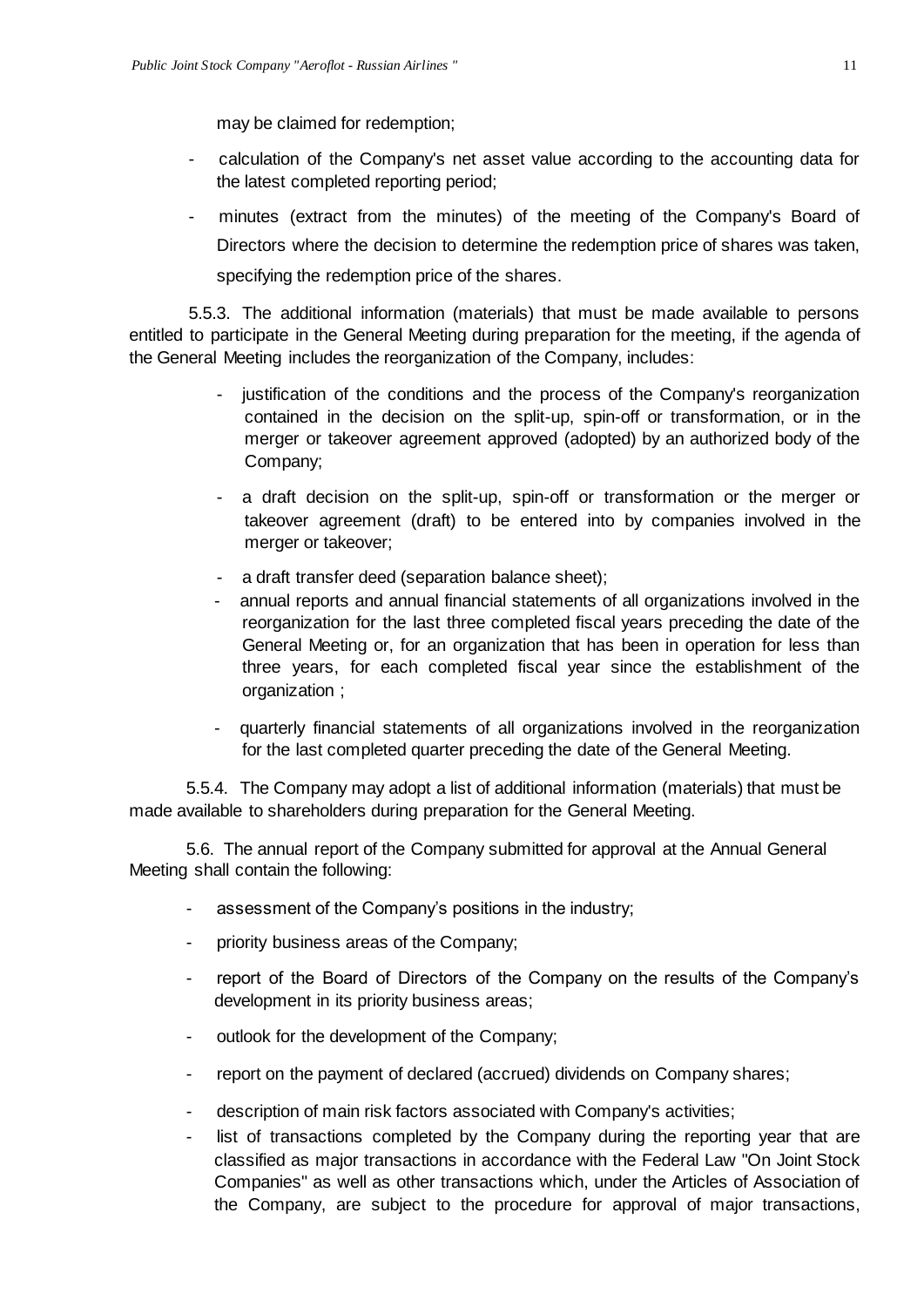may be claimed for redemption;

- calculation of the Company's net asset value according to the accounting data for the latest completed reporting period;
- minutes (extract from the minutes) of the meeting of the Company's Board of Directors where the decision to determine the redemption price of shares was taken, specifying the redemption price of the shares.

5.5.3. The additional information (materials) that must be made available to persons entitled to participate in the General Meeting during preparation for the meeting, if the agenda of the General Meeting includes the reorganization of the Company, includes:

- justification of the conditions and the process of the Company's reorganization contained in the decision on the split-up, spin-off or transformation, or in the merger or takeover agreement approved (adopted) by an authorized body of the Company;
- a draft decision on the split-up, spin-off or transformation or the merger or takeover agreement (draft) to be entered into by companies involved in the merger or takeover;
- a draft transfer deed (separation balance sheet);
- annual reports and annual financial statements of all organizations involved in the reorganization for the last three completed fiscal years preceding the date of the General Meeting or, for an organization that has been in operation for less than three years, for each completed fiscal year since the establishment of the organization ;
- quarterly financial statements of all organizations involved in the reorganization for the last completed quarter preceding the date of the General Meeting.

5.5.4. The Company may adopt a list of additional information (materials) that must be made available to shareholders during preparation for the General Meeting.

5.6. The annual report of the Company submitted for approval at the Annual General Meeting shall contain the following:

- assessment of the Company's positions in the industry;
- priority business areas of the Company;
- report of the Board of Directors of the Company on the results of the Company's development in its priority business areas;
- outlook for the development of the Company;
- report on the payment of declared (accrued) dividends on Company shares;
- description of main risk factors associated with Company's activities;
- list of transactions completed by the Company during the reporting year that are classified as major transactions in accordance with the Federal Law "On Joint Stock Companies" as well as other transactions which, under the Articles of Association of the Company, are subject to the procedure for approval of major transactions,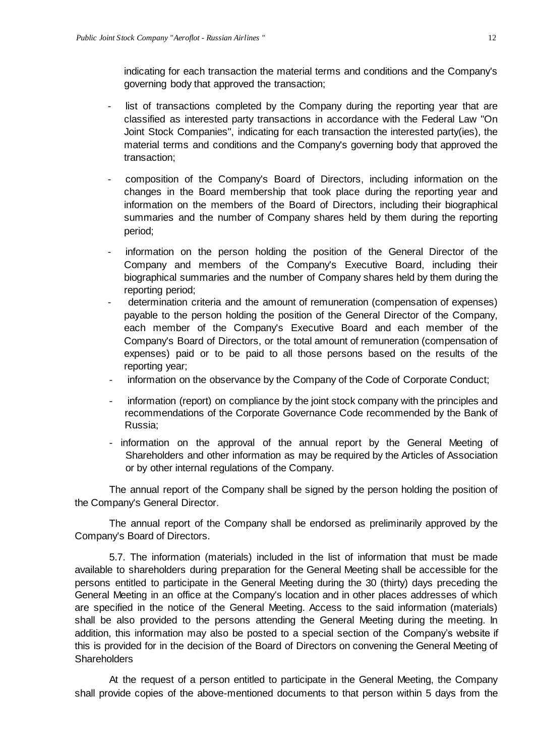indicating for each transaction the material terms and conditions and the Company's governing body that approved the transaction;

- list of transactions completed by the Company during the reporting year that are classified as interested party transactions in accordance with the Federal Law "On Joint Stock Companies", indicating for each transaction the interested party(ies), the material terms and conditions and the Company's governing body that approved the transaction;
- composition of the Company's Board of Directors, including information on the changes in the Board membership that took place during the reporting year and information on the members of the Board of Directors, including their biographical summaries and the number of Company shares held by them during the reporting period;
- information on the person holding the position of the General Director of the Company and members of the Company's Executive Board, including their biographical summaries and the number of Company shares held by them during the reporting period;
- determination criteria and the amount of remuneration (compensation of expenses) payable to the person holding the position of the General Director of the Company, each member of the Company's Executive Board and each member of the Company's Board of Directors, or the total amount of remuneration (compensation of expenses) paid or to be paid to all those persons based on the results of the reporting year;
- information on the observance by the Company of the Code of Corporate Conduct;
- information (report) on compliance by the joint stock company with the principles and recommendations of the Corporate Governance Code recommended by the Bank of Russia;
- information on the approval of the annual report by the General Meeting of Shareholders and other information as may be required by the Articles of Association or by other internal regulations of the Company.

The annual report of the Company shall be signed by the person holding the position of the Company's General Director.

The annual report of the Company shall be endorsed as preliminarily approved by the Company's Board of Directors.

5.7. The information (materials) included in the list of information that must be made available to shareholders during preparation for the General Meeting shall be accessible for the persons entitled to participate in the General Meeting during the 30 (thirty) days preceding the General Meeting in an office at the Company's location and in other places addresses of which are specified in the notice of the General Meeting. Access to the said information (materials) shall be also provided to the persons attending the General Meeting during the meeting. In addition, this information may also be posted to a special section of the Company's website if this is provided for in the decision of the Board of Directors on convening the General Meeting of Shareholders

At the request of a person entitled to participate in the General Meeting, the Company shall provide copies of the above-mentioned documents to that person within 5 days from the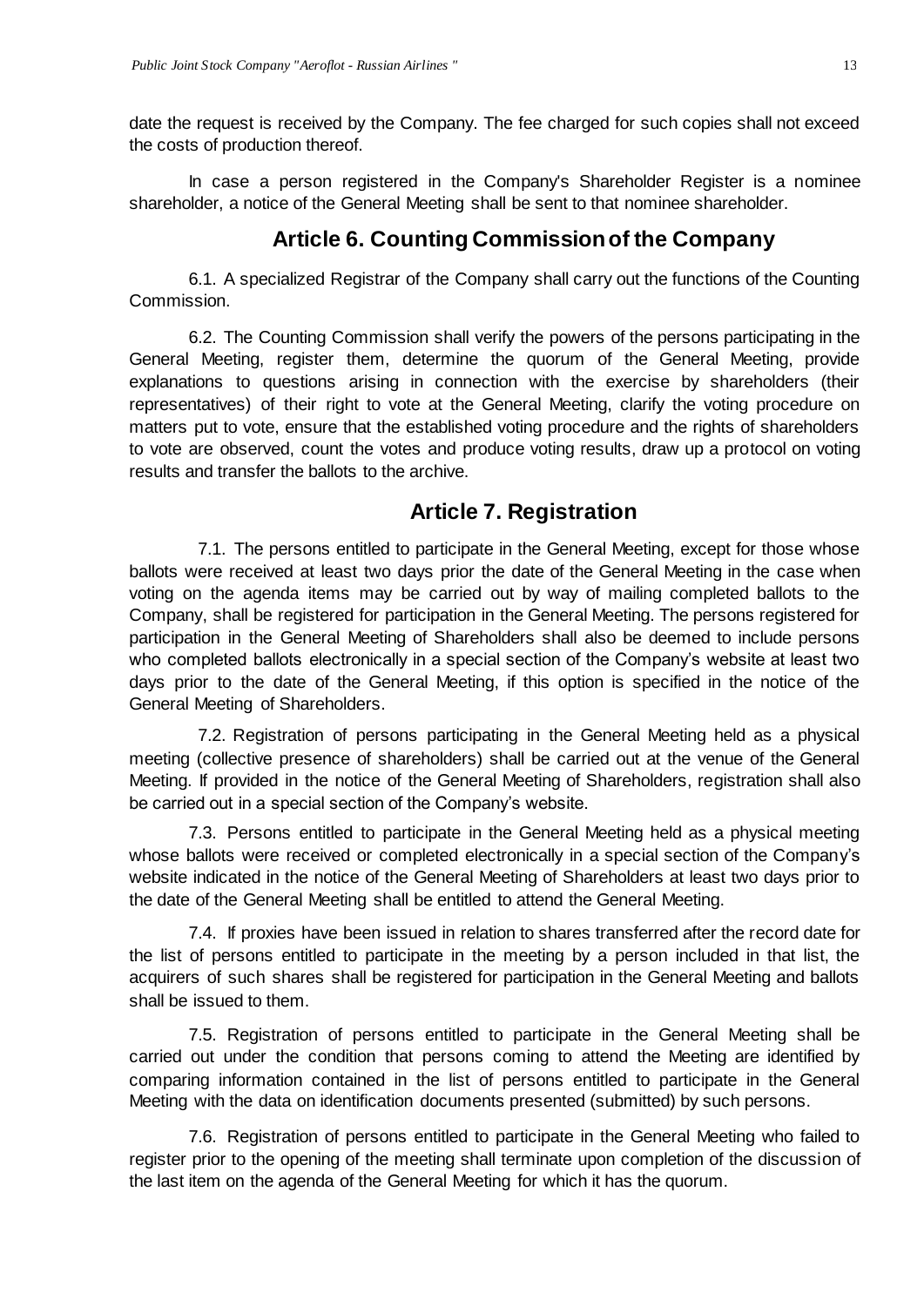date the request is received by the Company. The fee charged for such copies shall not exceed the costs of production thereof.

In case a person registered in the Company's Shareholder Register is a nominee shareholder, a notice of the General Meeting shall be sent to that nominee shareholder.

## Article 6. Counting Commission of the Company

6.1. A specialized Registrar of the Company shall carry out the functions of the Counting Commission.

6.2. The Counting Commission shall verify the powers of the persons participating in the General Meeting, register them, determine the quorum of the General Meeting, provide explanations to questions arising in connection with the exercise by shareholders (their representatives) of their right to vote at the General Meeting, clarify the voting procedure on matters put to vote, ensure that the established voting procedure and the rights of shareholders to vote are observed, count the votes and produce voting results, draw up a protocol on voting results and transfer the ballots to the archive.

## Article 7. Registration

7.1. The persons entitled to participate in the General Meeting, except for those whose ballots were received at least two days prior the date of the General Meeting in the case when voting on the agenda items may be carried out by way of mailing completed ballots to the Company, shall be registered for participation in the General Meeting. The persons registered for participation in the General Meeting of Shareholders shall also be deemed to include persons who completed ballots electronically in a special section of the Company's website at least two days prior to the date of the General Meeting, if this option is specified in the notice of the General Meeting of Shareholders.

7.2. Registration of persons participating in the General Meeting held as a physical meeting (collective presence of shareholders) shall be carried out at the venue of the General Meeting. If provided in the notice of the General Meeting of Shareholders, registration shall also be carried out in a special section of the Company's website.

7.3. Persons entitled to participate in the General Meeting held as a physical meeting whose ballots were received or completed electronically in a special section of the Company's website indicated in the notice of the General Meeting of Shareholders at least two days prior to the date of the General Meeting shall be entitled to attend the General Meeting.

7.4. If proxies have been issued in relation to shares transferred after the record date for the list of persons entitled to participate in the meeting by a person included in that list, the acquirers of such shares shall be registered for participation in the General Meeting and ballots shall be issued to them.

7.5. Registration of persons entitled to participate in the General Meeting shall be carried out under the condition that persons coming to attend the Meeting are identified by comparing information contained in the list of persons entitled to participate in the General Meeting with the data on identification documents presented (submitted) by such persons.

7.6. Registration of persons entitled to participate in the General Meeting who failed to register prior to the opening of the meeting shall terminate upon completion of the discussion of the last item on the agenda of the General Meeting for which it has the quorum.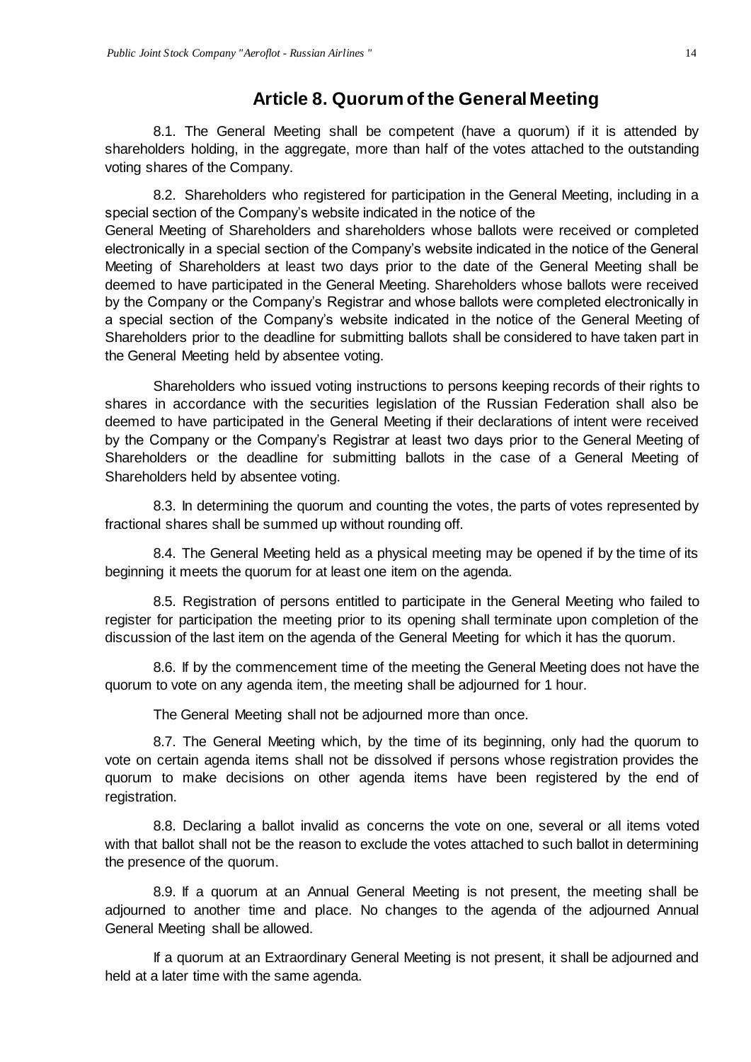## Article 8. Quorum of the General Meeting

8.1. The General Meeting shall be competent (have a quorum) if it is attended by shareholders holding, in the aggregate, more than half of the votes attached to the outstanding voting shares of the Company.

8.2. Shareholders who registered for participation in the General Meeting, including in a special section of the Company's website indicated in the notice of the General Meeting of Shareholders and shareholders whose ballots were received or completed electronically in a special section of the Company's website indicated in the notice of the General Meeting of Shareholders at least two days prior to the date of the General Meeting shall be deemed to have participated in the General Meeting. Shareholders whose ballots were received by the Company or the Company's Registrar and whose ballots were completed electronically in a special section of the Company's website indicated in the notice of the General Meeting of Shareholders prior to the deadline for submitting ballots shall be considered to have taken part in the General Meeting held by absentee voting.

Shareholders who issued voting instructions to persons keeping records of their rights to shares in accordance with the securities legislation of the Russian Federation shall also be deemed to have participated in the General Meeting if their declarations of intent were received by the Company or the Company's Registrar at least two days prior to the General Meeting of Shareholders or the deadline for submitting ballots in the case of a General Meeting of Shareholders held by absentee voting.

8.3. In determining the quorum and counting the votes, the parts of votes represented by fractional shares shall be summed up without rounding off.

8.4. The General Meeting held as a physical meeting may be opened if by the time of its beginning it meets the quorum for at least one item on the agenda.

8.5. Registration of persons entitled to participate in the General Meeting who failed to register for participation the meeting prior to its opening shall terminate upon completion of the discussion of the last item on the agenda of the General Meeting for which it has the quorum.

8.6. If by the commencement time of the meeting the General Meeting does not have the quorum to vote on any agenda item, the meeting shall be adjourned for 1 hour.

The General Meeting shall not be adjourned more than once.

8.7. The General Meeting which, by the time of its beginning, only had the quorum to vote on certain agenda items shall not be dissolved if persons whose registration provides the quorum to make decisions on other agenda items have been registered by the end of registration.

8.8. Declaring a ballot invalid as concerns the vote on one, several or all items voted with that ballot shall not be the reason to exclude the votes attached to such ballot in determining the presence of the quorum.

8.9. If a quorum at an Annual General Meeting is not present, the meeting shall be adjourned to another time and place. No changes to the agenda of the adjourned Annual General Meeting shall be allowed.

If a quorum at an Extraordinary General Meeting is not present, it shall be adjourned and held at a later time with the same agenda.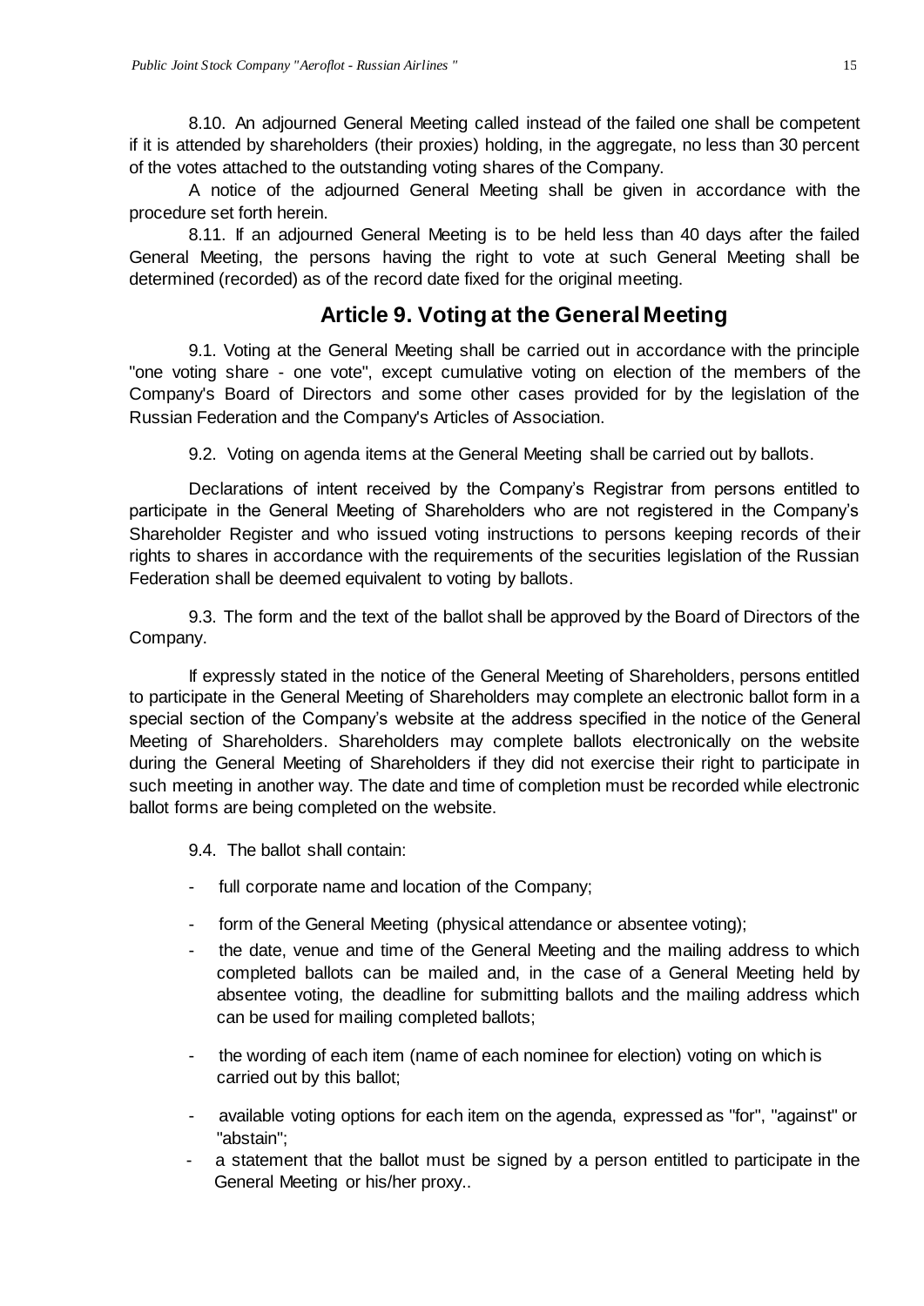8.10. An adjourned General Meeting called instead of the failed one shall be competent if it is attended by shareholders (their proxies) holding, in the aggregate, no less than 30 percent of the votes attached to the outstanding voting shares of the Company.

A notice of the adjourned General Meeting shall be given in accordance with the procedure set forth herein.

8.11. If an adjourned General Meeting is to be held less than 40 days after the failed General Meeting, the persons having the right to vote at such General Meeting shall be determined (recorded) as of the record date fixed for the original meeting.

## Article 9. Voting at the General Meeting

9.1. Voting at the General Meeting shall be carried out in accordance with the principle "one voting share - one vote", except cumulative voting on election of the members of the Company's Board of Directors and some other cases provided for by the legislation of the Russian Federation and the Company's Articles of Association.

9.2. Voting on agenda items at the General Meeting shall be carried out by ballots.

Declarations of intent received by the Company's Registrar from persons entitled to participate in the General Meeting of Shareholders who are not registered in the Company's Shareholder Register and who issued voting instructions to persons keeping records of their rights to shares in accordance with the requirements of the securities legislation of the Russian Federation shall be deemed equivalent to voting by ballots.

9.3. The form and the text of the ballot shall be approved by the Board of Directors of the Company.

If expressly stated in the notice of the General Meeting of Shareholders, persons entitled to participate in the General Meeting of Shareholders may complete an electronic ballot form in a special section of the Company's website at the address specified in the notice of the General Meeting of Shareholders. Shareholders may complete ballots electronically on the website during the General Meeting of Shareholders if they did not exercise their right to participate in such meeting in another way. The date and time of completion must be recorded while electronic ballot forms are being completed on the website.

9.4. The ballot shall contain:

- full corporate name and location of the Company;
- form of the General Meeting (physical attendance or absentee voting);
- the date, venue and time of the General Meeting and the mailing address to which completed ballots can be mailed and, in the case of a General Meeting held by absentee voting, the deadline for submitting ballots and the mailing address which can be used for mailing completed ballots;
- the wording of each item (name of each nominee for election) voting on which is carried out by this ballot;
- available voting options for each item on the agenda, expressed as "for", "against" or "abstain";
- a statement that the ballot must be signed by a person entitled to participate in the General Meeting or his/her proxy..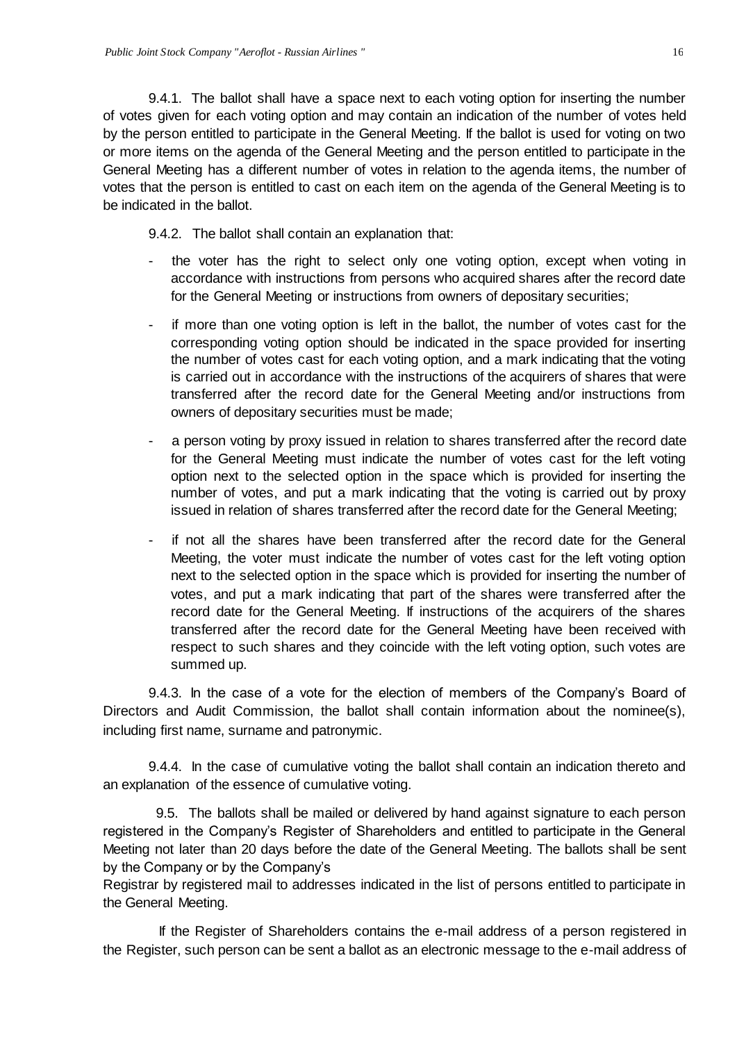9.4.1. The ballot shall have a space next to each voting option for inserting the number of votes given for each voting option and may contain an indication of the number of votes held by the person entitled to participate in the General Meeting. If the ballot is used for voting on two or more items on the agenda of the General Meeting and the person entitled to participate in the General Meeting has a different number of votes in relation to the agenda items, the number of votes that the person is entitled to cast on each item on the agenda of the General Meeting is to be indicated in the ballot.

9.4.2. The ballot shall contain an explanation that:

- the voter has the right to select only one voting option, except when voting in accordance with instructions from persons who acquired shares after the record date for the General Meeting or instructions from owners of depositary securities;
- if more than one voting option is left in the ballot, the number of votes cast for the corresponding voting option should be indicated in the space provided for inserting the number of votes cast for each voting option, and a mark indicating that the voting is carried out in accordance with the instructions of the acquirers of shares that were transferred after the record date for the General Meeting and/or instructions from owners of depositary securities must be made;
- a person voting by proxy issued in relation to shares transferred after the record date for the General Meeting must indicate the number of votes cast for the left voting option next to the selected option in the space which is provided for inserting the number of votes, and put a mark indicating that the voting is carried out by proxy issued in relation of shares transferred after the record date for the General Meeting;
- if not all the shares have been transferred after the record date for the General Meeting, the voter must indicate the number of votes cast for the left voting option next to the selected option in the space which is provided for inserting the number of votes, and put a mark indicating that part of the shares were transferred after the record date for the General Meeting. If instructions of the acquirers of the shares transferred after the record date for the General Meeting have been received with respect to such shares and they coincide with the left voting option, such votes are summed up.

9.4.3. In the case of a vote for the election of members of the Company's Board of Directors and Audit Commission, the ballot shall contain information about the nominee(s), including first name, surname and patronymic.

9.4.4. In the case of cumulative voting the ballot shall contain an indication thereto and an explanation of the essence of cumulative voting.

9.5. The ballots shall be mailed or delivered by hand against signature to each person registered in the Company's Register of Shareholders and entitled to participate in the General Meeting not later than 20 days before the date of the General Meeting. The ballots shall be sent by the Company or by the Company's Registrar by registered mail to addresses indicated in the list of persons entitled to participate in the General Meeting.

If the Register of Shareholders contains the e-mail address of a person registered in the Register, such person can be sent a ballot as an electronic message to the e-mail address of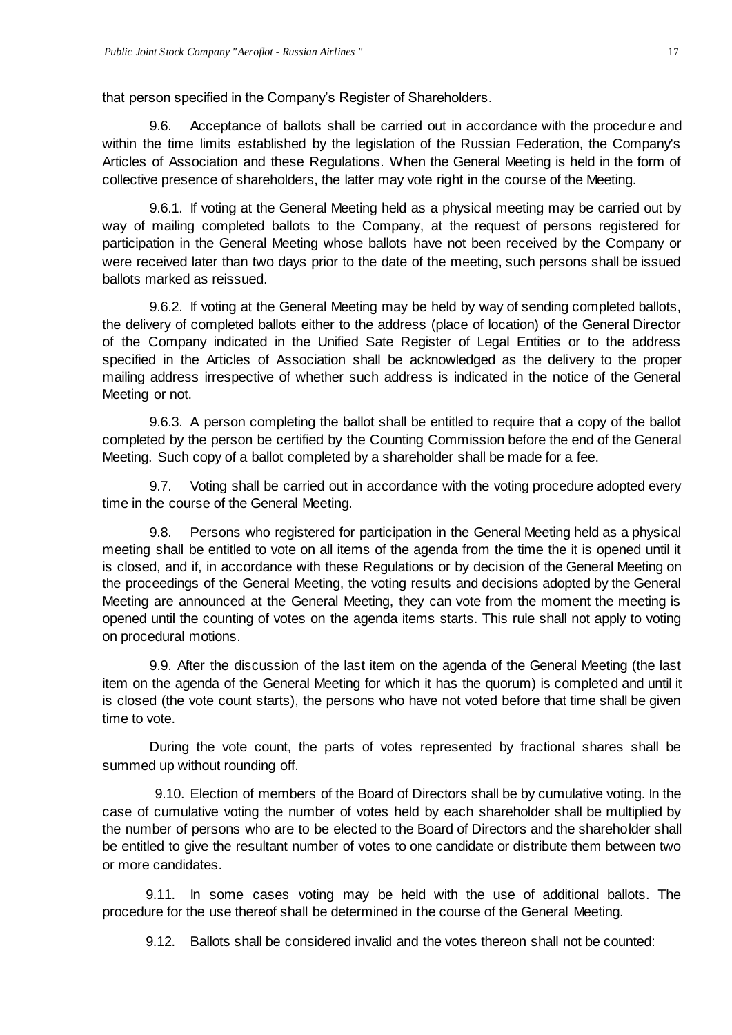that person specified in the Company's Register of Shareholders.

9.6. Acceptance of ballots shall be carried out in accordance with the procedure and within the time limits established by the legislation of the Russian Federation, the Company's Articles of Association and these Regulations. When the General Meeting is held in the form of collective presence of shareholders, the latter may vote right in the course of the Meeting.

9.6.1. If voting at the General Meeting held as a physical meeting may be carried out by way of mailing completed ballots to the Company, at the request of persons registered for participation in the General Meeting whose ballots have not been received by the Company or were received later than two days prior to the date of the meeting, such persons shall be issued ballots marked as reissued.

9.6.2. If voting at the General Meeting may be held by way of sending completed ballots, the delivery of completed ballots either to the address (place of location) of the General Director of the Company indicated in the Unified Sate Register of Legal Entities or to the address specified in the Articles of Association shall be acknowledged as the delivery to the proper mailing address irrespective of whether such address is indicated in the notice of the General Meeting or not.

9.6.3. A person completing the ballot shall be entitled to require that a copy of the ballot completed by the person be certified by the Counting Commission before the end of the General Meeting. Such copy of a ballot completed by a shareholder shall be made for a fee.

9.7. Voting shall be carried out in accordance with the voting procedure adopted every time in the course of the General Meeting.

9.8. Persons who registered for participation in the General Meeting held as a physical meeting shall be entitled to vote on all items of the agenda from the time the it is opened until it is closed, and if, in accordance with these Regulations or by decision of the General Meeting on the proceedings of the General Meeting, the voting results and decisions adopted by the General Meeting are announced at the General Meeting, they can vote from the moment the meeting is opened until the counting of votes on the agenda items starts. This rule shall not apply to voting on procedural motions.

9.9. After the discussion of the last item on the agenda of the General Meeting (the last item on the agenda of the General Meeting for which it has the quorum) is completed and until it is closed (the vote count starts), the persons who have not voted before that time shall be given time to vote.

During the vote count, the parts of votes represented by fractional shares shall be summed up without rounding off.

9.10. Election of members of the Board of Directors shall be by cumulative voting. In the case of cumulative voting the number of votes held by each shareholder shall be multiplied by the number of persons who are to be elected to the Board of Directors and the shareholder shall be entitled to give the resultant number of votes to one candidate or distribute them between two or more candidates.

9.11. In some cases voting may be held with the use of additional ballots. The procedure for the use thereof shall be determined in the course of the General Meeting.

9.12. Ballots shall be considered invalid and the votes thereon shall not be counted: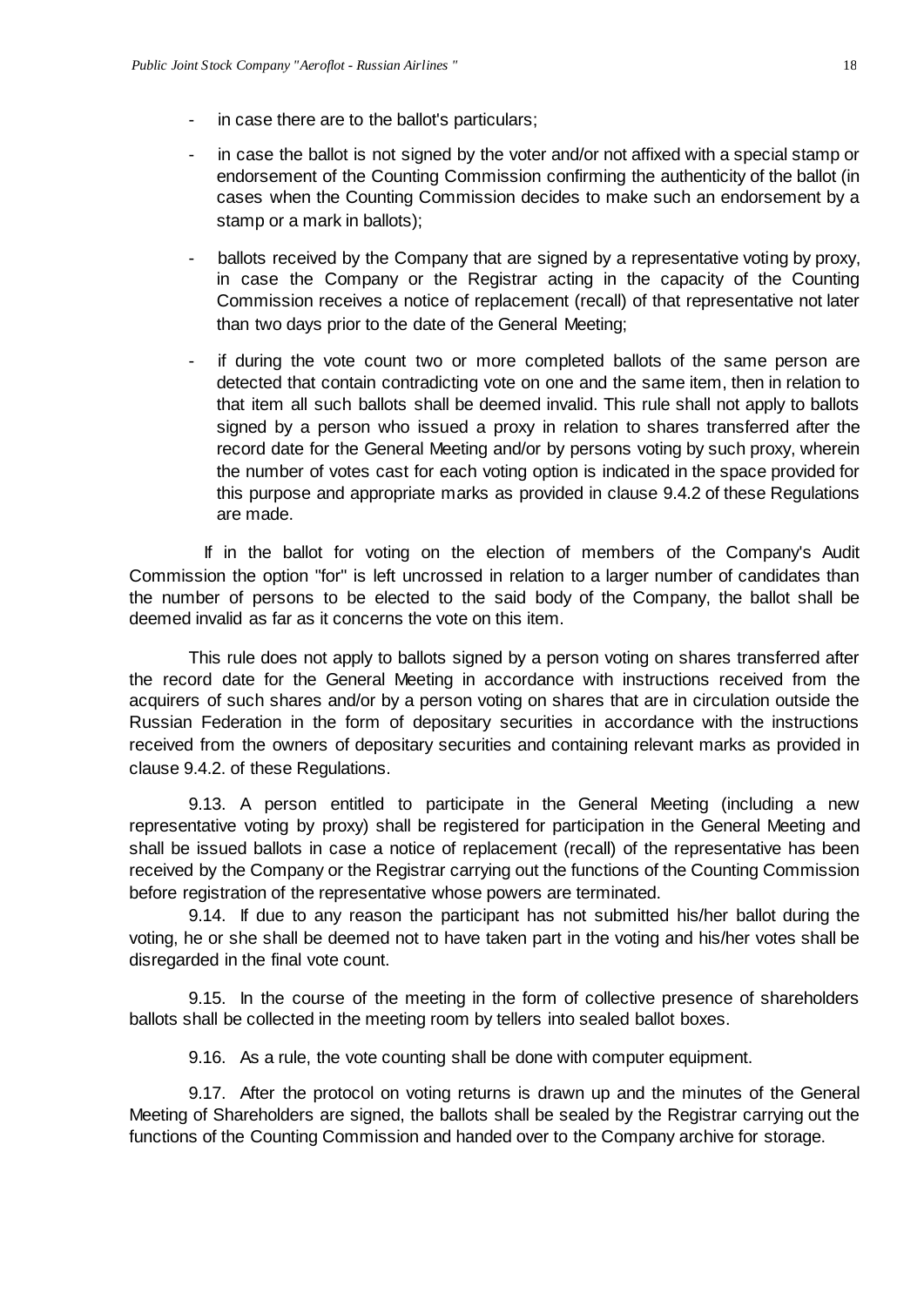- in case there are to the ballot's particulars;
- in case the ballot is not signed by the voter and/or not affixed with a special stamp or endorsement of the Counting Commission confirming the authenticity of the ballot (in cases when the Counting Commission decides to make such an endorsement by a stamp or a mark in ballots);
- ballots received by the Company that are signed by a representative voting by proxy, in case the Company or the Registrar acting in the capacity of the Counting Commission receives a notice of replacement (recall) of that representative not later than two days prior to the date of the General Meeting;
- if during the vote count two or more completed ballots of the same person are detected that contain contradicting vote on one and the same item, then in relation to that item all such ballots shall be deemed invalid. This rule shall not apply to ballots signed by a person who issued a proxy in relation to shares transferred after the record date for the General Meeting and/or by persons voting by such proxy, wherein the number of votes cast for each voting option is indicated in the space provided for this purpose and appropriate marks as provided in clause 9.4.2 of these Regulations are made.

If in the ballot for voting on the election of members of the Company's Audit Commission the option "for" is left uncrossed in relation to a larger number of candidates than the number of persons to be elected to the said body of the Company, the ballot shall be deemed invalid as far as it concerns the vote on this item.

This rule does not apply to ballots signed by a person voting on shares transferred after the record date for the General Meeting in accordance with instructions received from the acquirers of such shares and/or by a person voting on shares that are in circulation outside the Russian Federation in the form of depositary securities in accordance with the instructions received from the owners of depositary securities and containing relevant marks as provided in clause 9.4.2. of these Regulations.

9.13. A person entitled to participate in the General Meeting (including a new representative voting by proxy) shall be registered for participation in the General Meeting and shall be issued ballots in case a notice of replacement (recall) of the representative has been received by the Company or the Registrar carrying out the functions of the Counting Commission before registration of the representative whose powers are terminated.

9.14. If due to any reason the participant has not submitted his/her ballot during the voting, he or she shall be deemed not to have taken part in the voting and his/her votes shall be disregarded in the final vote count.

9.15. In the course of the meeting in the form of collective presence of shareholders ballots shall be collected in the meeting room by tellers into sealed ballot boxes.

9.16. As a rule, the vote counting shall be done with computer equipment.

9.17. After the protocol on voting returns is drawn up and the minutes of the General Meeting of Shareholders are signed, the ballots shall be sealed by the Registrar carrying out the functions of the Counting Commission and handed over to the Company archive for storage.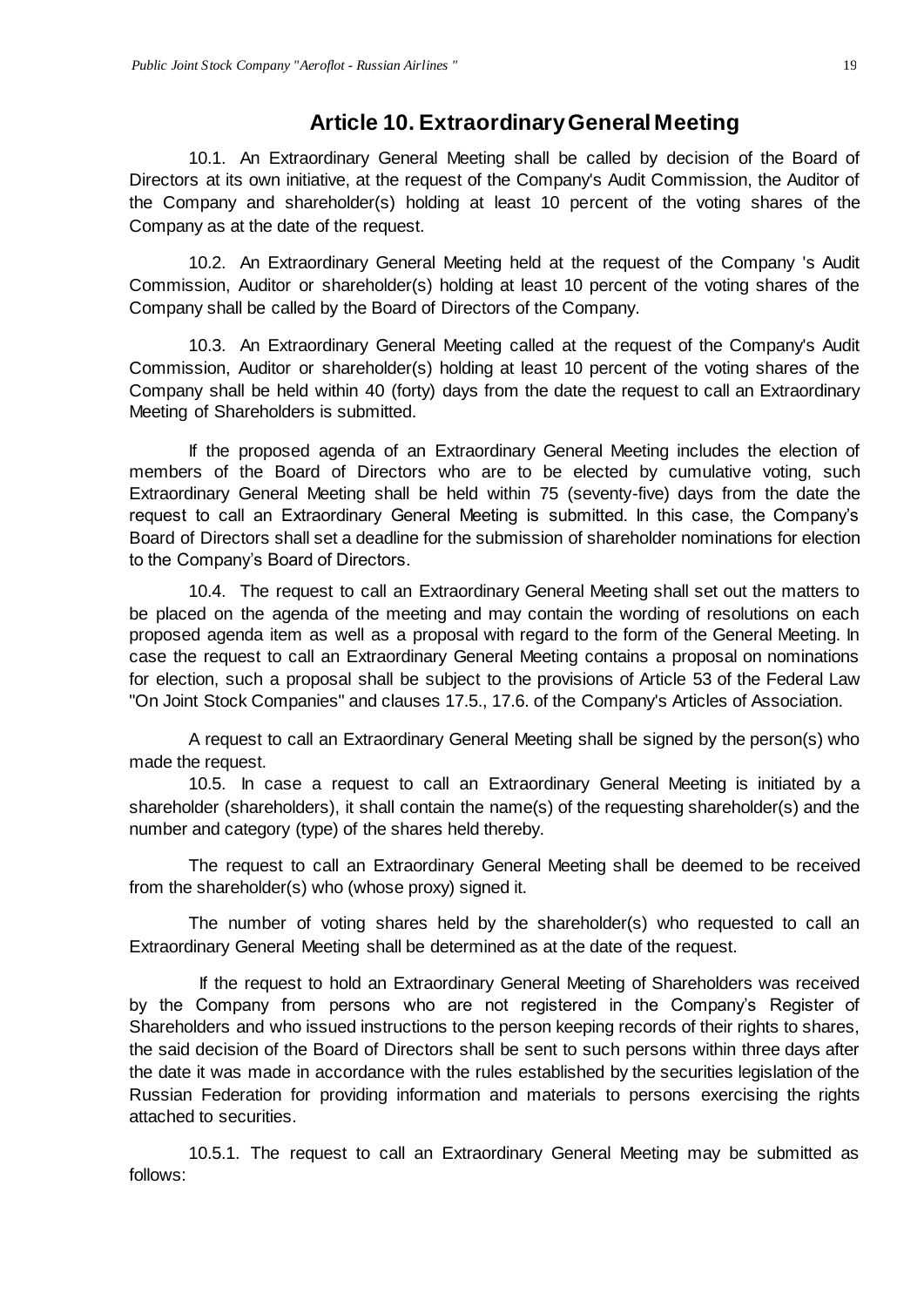## Article 10. Extraordinary General Meeting

10.1. An Extraordinary General Meeting shall be called by decision of the Board of Directors at its own initiative, at the request of the Company's Audit Commission, the Auditor of the Company and shareholder(s) holding at least 10 percent of the voting shares of the Company as at the date of the request.

10.2. An Extraordinary General Meeting held at the request of the Company 's Audit Commission, Auditor or shareholder(s) holding at least 10 percent of the voting shares of the Company shall be called by the Board of Directors of the Company.

10.3. An Extraordinary General Meeting called at the request of the Company's Audit Commission, Auditor or shareholder(s) holding at least 10 percent of the voting shares of the Company shall be held within 40 (forty) days from the date the request to call an Extraordinary Meeting of Shareholders is submitted.

If the proposed agenda of an Extraordinary General Meeting includes the election of members of the Board of Directors who are to be elected by cumulative voting, such Extraordinary General Meeting shall be held within 75 (seventy-five) days from the date the request to call an Extraordinary General Meeting is submitted. In this case, the Company's Board of Directors shall set a deadline for the submission of shareholder nominations for election to the Company's Board of Directors.

10.4. The request to call an Extraordinary General Meeting shall set out the matters to be placed on the agenda of the meeting and may contain the wording of resolutions on each proposed agenda item as well as a proposal with regard to the form of the General Meeting. In case the request to call an Extraordinary General Meeting contains a proposal on nominations for election, such a proposal shall be subject to the provisions of Article 53 of the Federal Law "On Joint Stock Companies" and clauses 17.5., 17.6. of the Company's Articles of Association.

A request to call an Extraordinary General Meeting shall be signed by the person(s) who made the request.

10.5. In case a request to call an Extraordinary General Meeting is initiated by a shareholder (shareholders), it shall contain the name(s) of the requesting shareholder(s) and the number and category (type) of the shares held thereby.

The request to call an Extraordinary General Meeting shall be deemed to be received from the shareholder(s) who (whose proxy) signed it.

The number of voting shares held by the shareholder(s) who requested to call an Extraordinary General Meeting shall be determined as at the date of the request.

If the request to hold an Extraordinary General Meeting of Shareholders was received by the Company from persons who are not registered in the Company's Register of Shareholders and who issued instructions to the person keeping records of their rights to shares, the said decision of the Board of Directors shall be sent to such persons within three days after the date it was made in accordance with the rules established by the securities legislation of the Russian Federation for providing information and materials to persons exercising the rights attached to securities.

10.5.1. The request to call an Extraordinary General Meeting may be submitted as follows: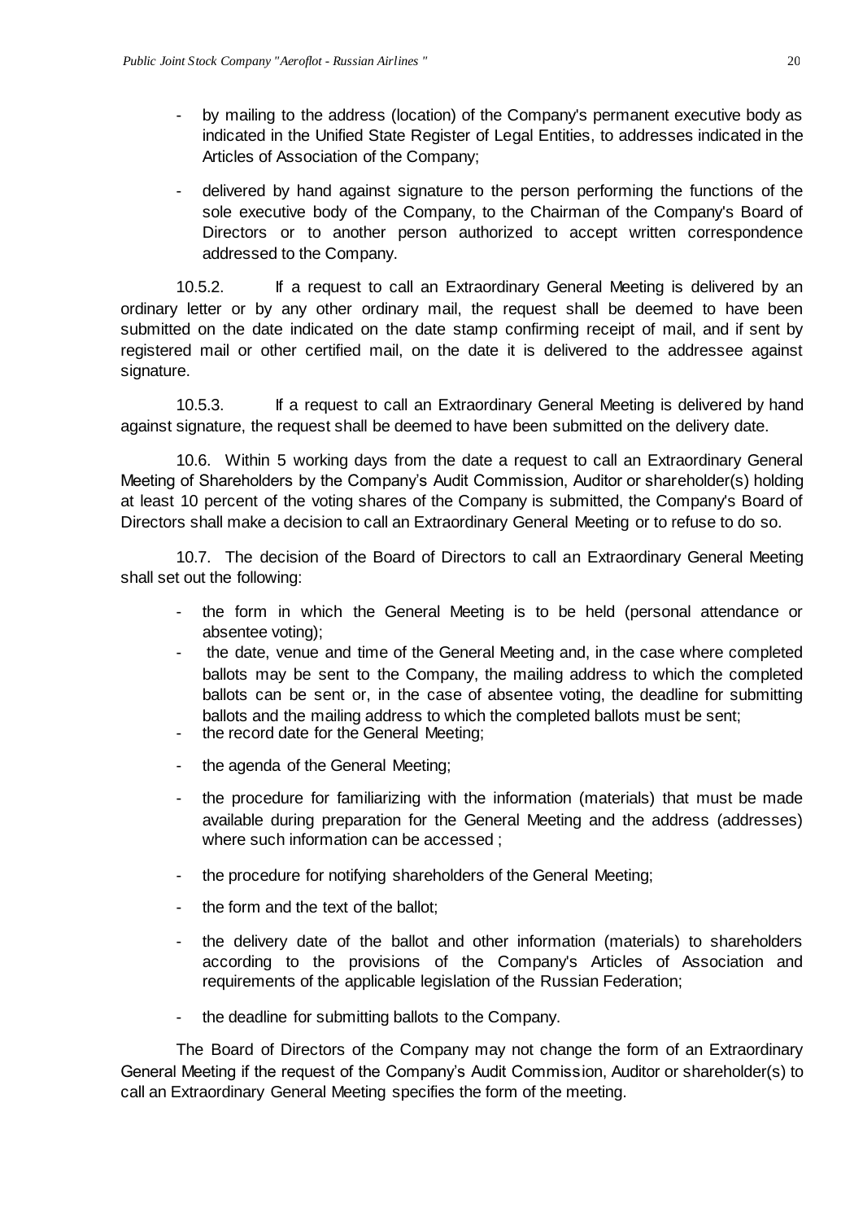- by mailing to the address (location) of the Company's permanent executive body as indicated in the Unified State Register of Legal Entities, to addresses indicated in the Articles of Association of the Company;

- delivered by hand against signature to the person performing the functions of the sole executive body of the Company, to the Chairman of the Company's Board of Directors or to another person authorized to accept written correspondence addressed to the Company.

10.5.2. If a request to call an Extraordinary General Meeting is delivered by an ordinary letter or by any other ordinary mail, the request shall be deemed to have been submitted on the date indicated on the date stamp confirming receipt of mail, and if sent by registered mail or other certified mail, on the date it is delivered to the addressee against signature.

10.5.3. If a request to call an Extraordinary General Meeting is delivered by hand against signature, the request shall be deemed to have been submitted on the delivery date.

10.6. Within 5 working days from the date a request to call an Extraordinary General Meeting of Shareholders by the Company's Audit Commission, Auditor or shareholder(s) holding at least 10 percent of the voting shares of the Company is submitted, the Company's Board of Directors shall make a decision to call an Extraordinary General Meeting or to refuse to do so.

10.7. The decision of the Board of Directors to call an Extraordinary General Meeting shall set out the following:

- the form in which the General Meeting is to be held (personal attendance or absentee voting);
- the date, venue and time of the General Meeting and, in the case where completed ballots may be sent to the Company, the mailing address to which the completed ballots can be sent or, in the case of absentee voting, the deadline for submitting ballots and the mailing address to which the completed ballots must be sent;
- the record date for the General Meeting;
- the agenda of the General Meeting;
- the procedure for familiarizing with the information (materials) that must be made available during preparation for the General Meeting and the address (addresses) where such information can be accessed ;
- the procedure for notifying shareholders of the General Meeting;
- the form and the text of the ballot;
- the delivery date of the ballot and other information (materials) to shareholders according to the provisions of the Company's Articles of Association and requirements of the applicable legislation of the Russian Federation;
- the deadline for submitting ballots to the Company.

The Board of Directors of the Company may not change the form of an Extraordinary General Meeting if the request of the Company's Audit Commission, Auditor or shareholder(s) to call an Extraordinary General Meeting specifies the form of the meeting.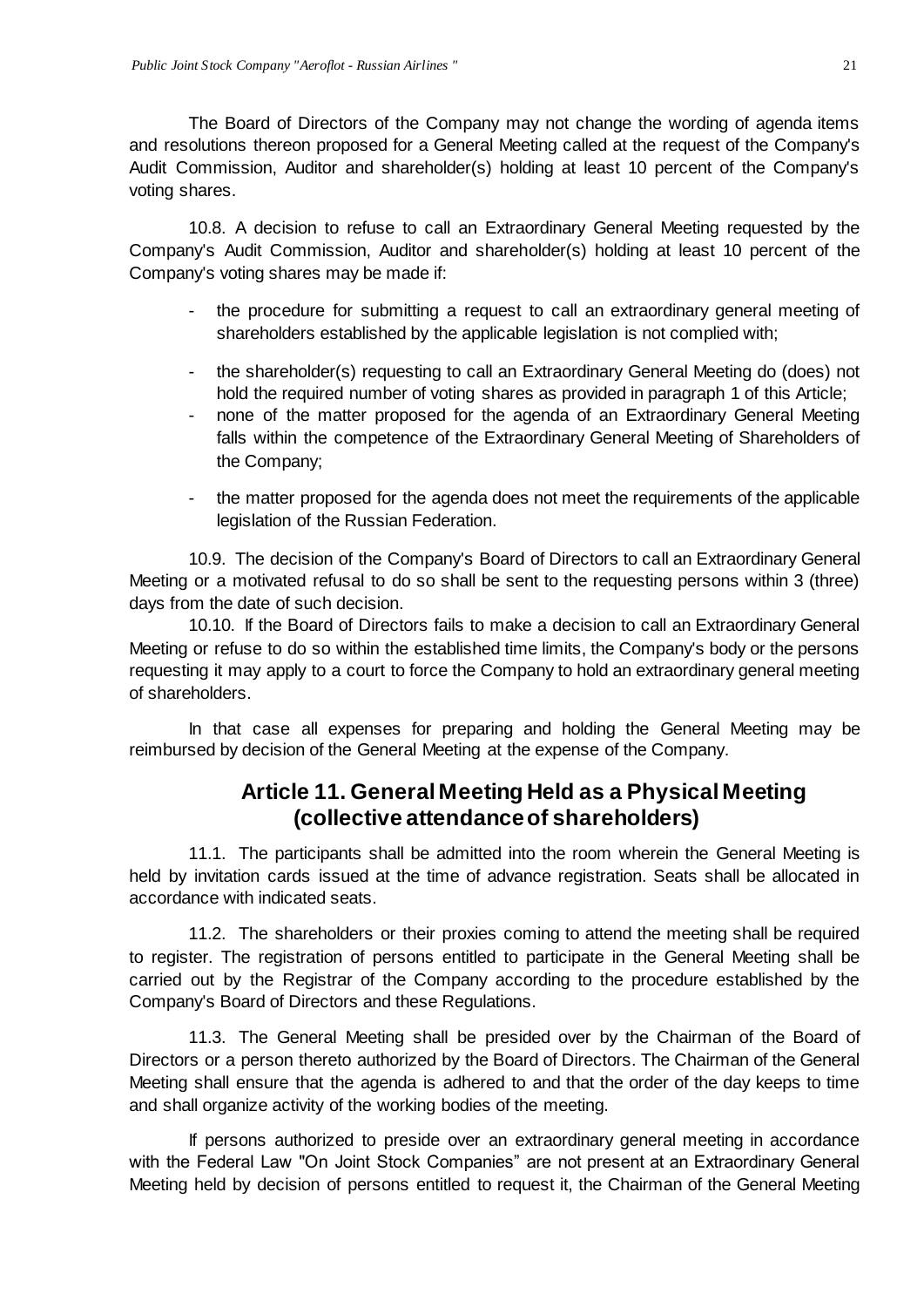The Board of Directors of the Company may not change the wording of agenda items and resolutions thereon proposed for a General Meeting called at the request of the Company's Audit Commission, Auditor and shareholder(s) holding at least 10 percent of the Company's voting shares.

10.8. A decision to refuse to call an Extraordinary General Meeting requested by the Company's Audit Commission, Auditor and shareholder(s) holding at least 10 percent of the Company's voting shares may be made if:

- the procedure for submitting a request to call an extraordinary general meeting of shareholders established by the applicable legislation is not complied with;
- the shareholder(s) requesting to call an Extraordinary General Meeting do (does) not hold the required number of voting shares as provided in paragraph 1 of this Article;
- none of the matter proposed for the agenda of an Extraordinary General Meeting falls within the competence of the Extraordinary General Meeting of Shareholders of the Company;
- the matter proposed for the agenda does not meet the requirements of the applicable legislation of the Russian Federation.

10.9. The decision of the Company's Board of Directors to call an Extraordinary General Meeting or a motivated refusal to do so shall be sent to the requesting persons within 3 (three) days from the date of such decision.

10.10. If the Board of Directors fails to make a decision to call an Extraordinary General Meeting or refuse to do so within the established time limits, the Company's body or the persons requesting it may apply to a court to force the Company to hold an extraordinary general meeting of shareholders.

In that case all expenses for preparing and holding the General Meeting may be reimbursed by decision of the General Meeting at the expense of the Company.

## Article 11. General Meeting Held as a Physical Meeting (collective attendance of shareholders)

11.1. The participants shall be admitted into the room wherein the General Meeting is held by invitation cards issued at the time of advance registration. Seats shall be allocated in accordance with indicated seats.

11.2. The shareholders or their proxies coming to attend the meeting shall be required to register. The registration of persons entitled to participate in the General Meeting shall be carried out by the Registrar of the Company according to the procedure established by the Company's Board of Directors and these Regulations.

11.3. The General Meeting shall be presided over by the Chairman of the Board of Directors or a person thereto authorized by the Board of Directors. The Chairman of the General Meeting shall ensure that the agenda is adhered to and that the order of the day keeps to time and shall organize activity of the working bodies of the meeting.

If persons authorized to preside over an extraordinary general meeting in accordance with the Federal Law "On Joint Stock Companies" are not present at an Extraordinary General Meeting held by decision of persons entitled to request it, the Chairman of the General Meeting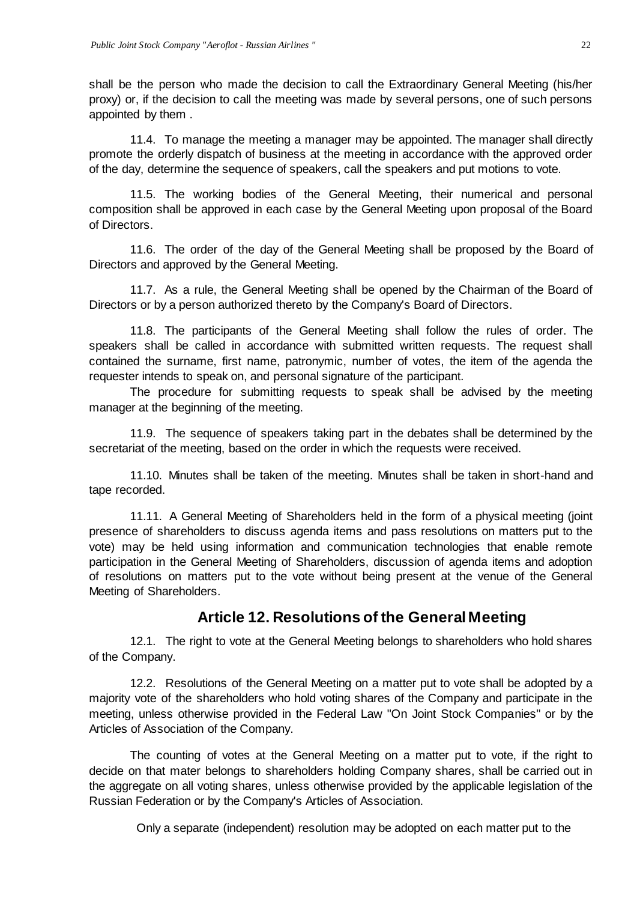shall be the person who made the decision to call the Extraordinary General Meeting (his/her proxy) or, if the decision to call the meeting was made by several persons, one of such persons appointed by them .

11.4. To manage the meeting a manager may be appointed. The manager shall directly promote the orderly dispatch of business at the meeting in accordance with the approved order of the day, determine the sequence of speakers, call the speakers and put motions to vote.

11.5. The working bodies of the General Meeting, their numerical and personal composition shall be approved in each case by the General Meeting upon proposal of the Board of Directors.

11.6. The order of the day of the General Meeting shall be proposed by the Board of Directors and approved by the General Meeting.

11.7. As a rule, the General Meeting shall be opened by the Chairman of the Board of Directors or by a person authorized thereto by the Company's Board of Directors.

11.8. The participants of the General Meeting shall follow the rules of order. The speakers shall be called in accordance with submitted written requests. The request shall contained the surname, first name, patronymic, number of votes, the item of the agenda the requester intends to speak on, and personal signature of the participant.

The procedure for submitting requests to speak shall be advised by the meeting manager at the beginning of the meeting.

11.9. The sequence of speakers taking part in the debates shall be determined by the secretariat of the meeting, based on the order in which the requests were received.

11.10. Minutes shall be taken of the meeting. Minutes shall be taken in short-hand and tape recorded.

11.11. A General Meeting of Shareholders held in the form of a physical meeting (joint presence of shareholders to discuss agenda items and pass resolutions on matters put to the vote) may be held using information and communication technologies that enable remote participation in the General Meeting of Shareholders, discussion of agenda items and adoption of resolutions on matters put to the vote without being present at the venue of the General Meeting of Shareholders.

## Article 12. Resolutions of the General Meeting

12.1. The right to vote at the General Meeting belongs to shareholders who hold shares of the Company.

12.2. Resolutions of the General Meeting on a matter put to vote shall be adopted by a majority vote of the shareholders who hold voting shares of the Company and participate in the meeting, unless otherwise provided in the Federal Law "On Joint Stock Companies" or by the Articles of Association of the Company.

The counting of votes at the General Meeting on a matter put to vote, if the right to decide on that mater belongs to shareholders holding Company shares, shall be carried out in the aggregate on all voting shares, unless otherwise provided by the applicable legislation of the Russian Federation or by the Company's Articles of Association.

Only a separate (independent) resolution may be adopted on each matter put to the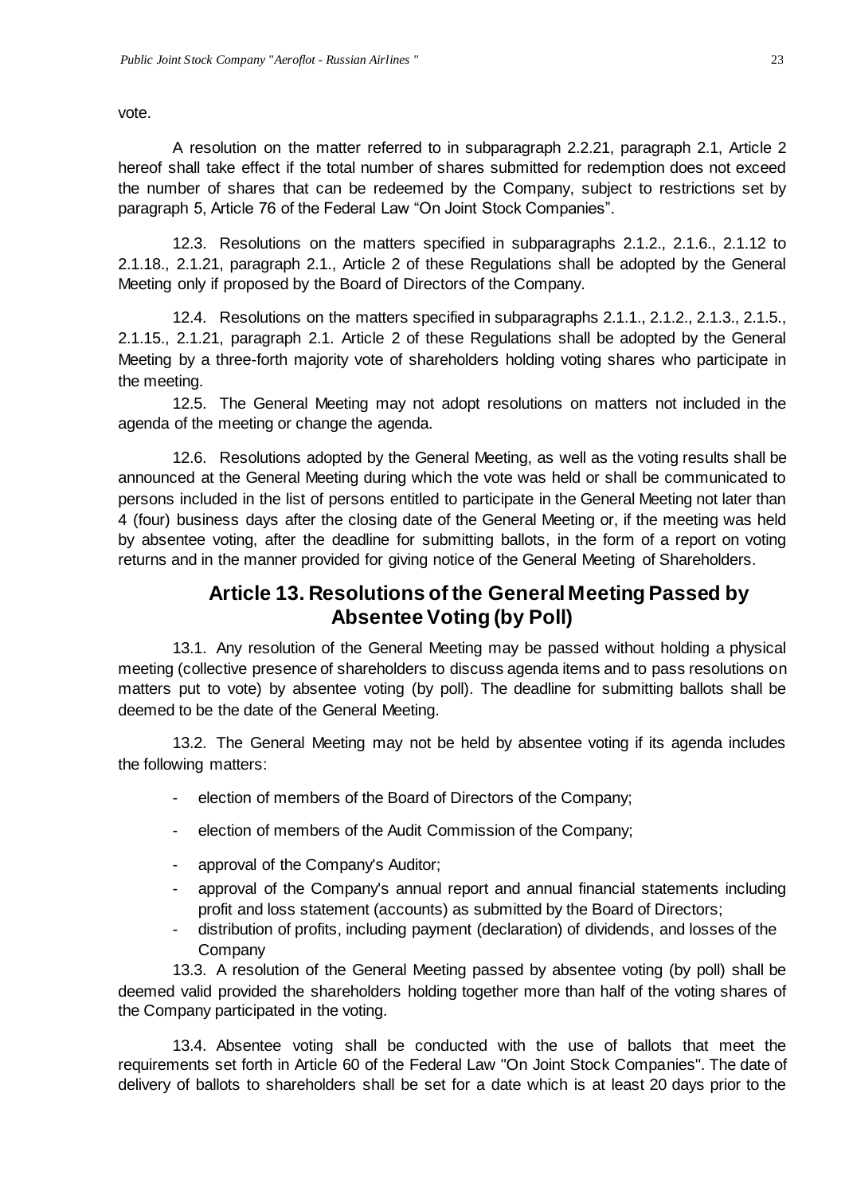vote.

A resolution on the matter referred to in subparagraph 2.2.21, paragraph 2.1, Article 2 hereof shall take effect if the total number of shares submitted for redemption does not exceed the number of shares that can be redeemed by the Company, subject to restrictions set by paragraph 5, Article 76 of the Federal Law "On Joint Stock Companies".

12.3. Resolutions on the matters specified in subparagraphs 2.1.2., 2.1.6., 2.1.12 to 2.1.18., 2.1.21, paragraph 2.1., Article 2 of these Regulations shall be adopted by the General Meeting only if proposed by the Board of Directors of the Company.

12.4. Resolutions on the matters specified in subparagraphs 2.1.1., 2.1.2., 2.1.3., 2.1.5., 2.1.15., 2.1.21, paragraph 2.1. Article 2 of these Regulations shall be adopted by the General Meeting by a three-forth majority vote of shareholders holding voting shares who participate in the meeting.

12.5. The General Meeting may not adopt resolutions on matters not included in the agenda of the meeting or change the agenda.

12.6. Resolutions adopted by the General Meeting, as well as the voting results shall be announced at the General Meeting during which the vote was held or shall be communicated to persons included in the list of persons entitled to participate in the General Meeting not later than 4 (four) business days after the closing date of the General Meeting or, if the meeting was held by absentee voting, after the deadline for submitting ballots, in the form of a report on voting returns and in the manner provided for giving notice of the General Meeting of Shareholders.

## Article 13. Resolutions of the General Meeting Passed by Absentee Voting (by Poll)

13.1. Any resolution of the General Meeting may be passed without holding a physical meeting (collective presence of shareholders to discuss agenda items and to pass resolutions on matters put to vote) by absentee voting (by poll). The deadline for submitting ballots shall be deemed to be the date of the General Meeting.

13.2. The General Meeting may not be held by absentee voting if its agenda includes the following matters:

- election of members of the Board of Directors of the Company;
- election of members of the Audit Commission of the Company;
- approval of the Company's Auditor;
- approval of the Company's annual report and annual financial statements including profit and loss statement (accounts) as submitted by the Board of Directors;
- distribution of profits, including payment (declaration) of dividends, and losses of the Company

13.3. A resolution of the General Meeting passed by absentee voting (by poll) shall be deemed valid provided the shareholders holding together more than half of the voting shares of the Company participated in the voting.

13.4. Absentee voting shall be conducted with the use of ballots that meet the requirements set forth in Article 60 of the Federal Law "On Joint Stock Companies". The date of delivery of ballots to shareholders shall be set for a date which is at least 20 days prior to the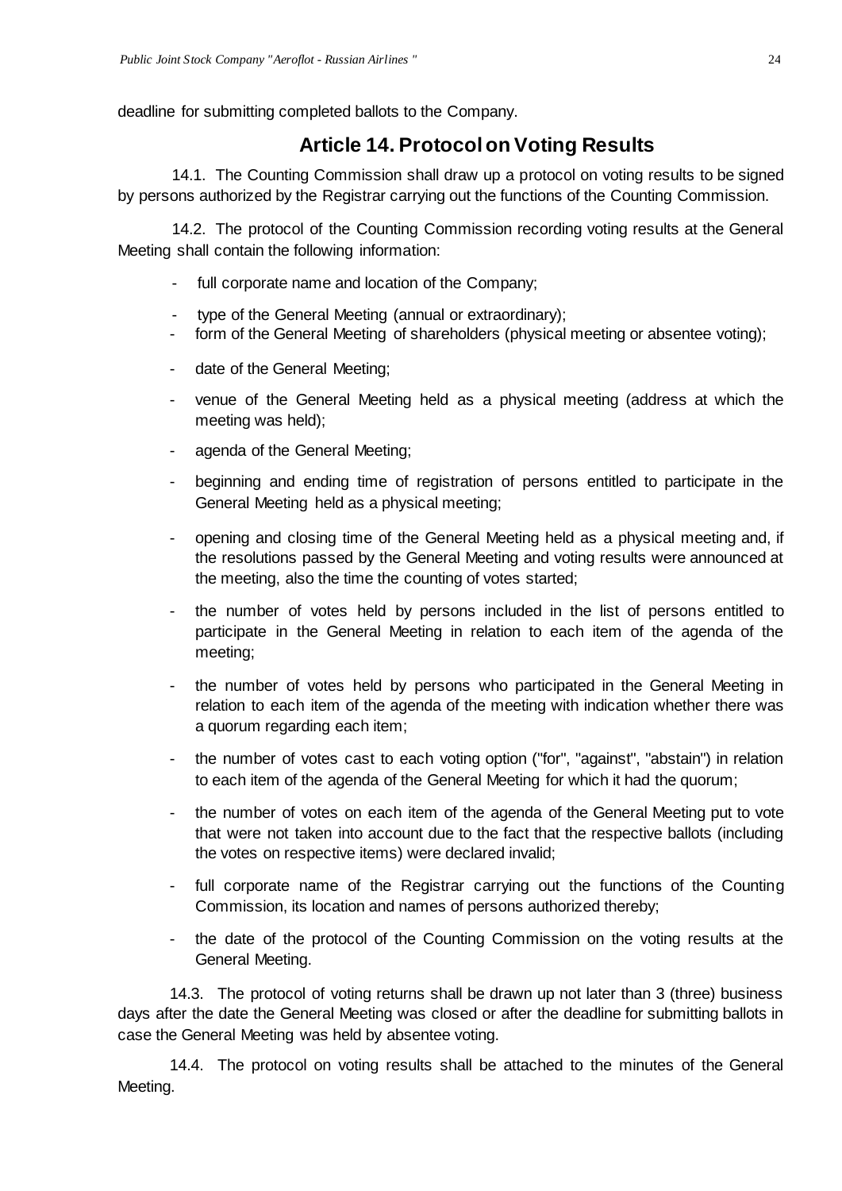deadline for submitting completed ballots to the Company.

## Article 14. Protocol on Voting Results

14.1. The Counting Commission shall draw up a protocol on voting results to be signed by persons authorized by the Registrar carrying out the functions of the Counting Commission.

14.2. The protocol of the Counting Commission recording voting results at the General Meeting shall contain the following information:

- full corporate name and location of the Company;
- type of the General Meeting (annual or extraordinary);
- form of the General Meeting of shareholders (physical meeting or absentee voting);
- date of the General Meeting;
- venue of the General Meeting held as a physical meeting (address at which the meeting was held);
- agenda of the General Meeting;
- beginning and ending time of registration of persons entitled to participate in the General Meeting held as a physical meeting;
- opening and closing time of the General Meeting held as a physical meeting and, if the resolutions passed by the General Meeting and voting results were announced at the meeting, also the time the counting of votes started;
- the number of votes held by persons included in the list of persons entitled to participate in the General Meeting in relation to each item of the agenda of the meeting;
- the number of votes held by persons who participated in the General Meeting in relation to each item of the agenda of the meeting with indication whether there was a quorum regarding each item;
- the number of votes cast to each voting option ("for", "against", "abstain") in relation to each item of the agenda of the General Meeting for which it had the quorum;
- the number of votes on each item of the agenda of the General Meeting put to vote that were not taken into account due to the fact that the respective ballots (including the votes on respective items) were declared invalid;
- full corporate name of the Registrar carrying out the functions of the Counting Commission, its location and names of persons authorized thereby;
- the date of the protocol of the Counting Commission on the voting results at the General Meeting.

14.3. The protocol of voting returns shall be drawn up not later than 3 (three) business days after the date the General Meeting was closed or after the deadline for submitting ballots in case the General Meeting was held by absentee voting.

14.4. The protocol on voting results shall be attached to the minutes of the General Meeting.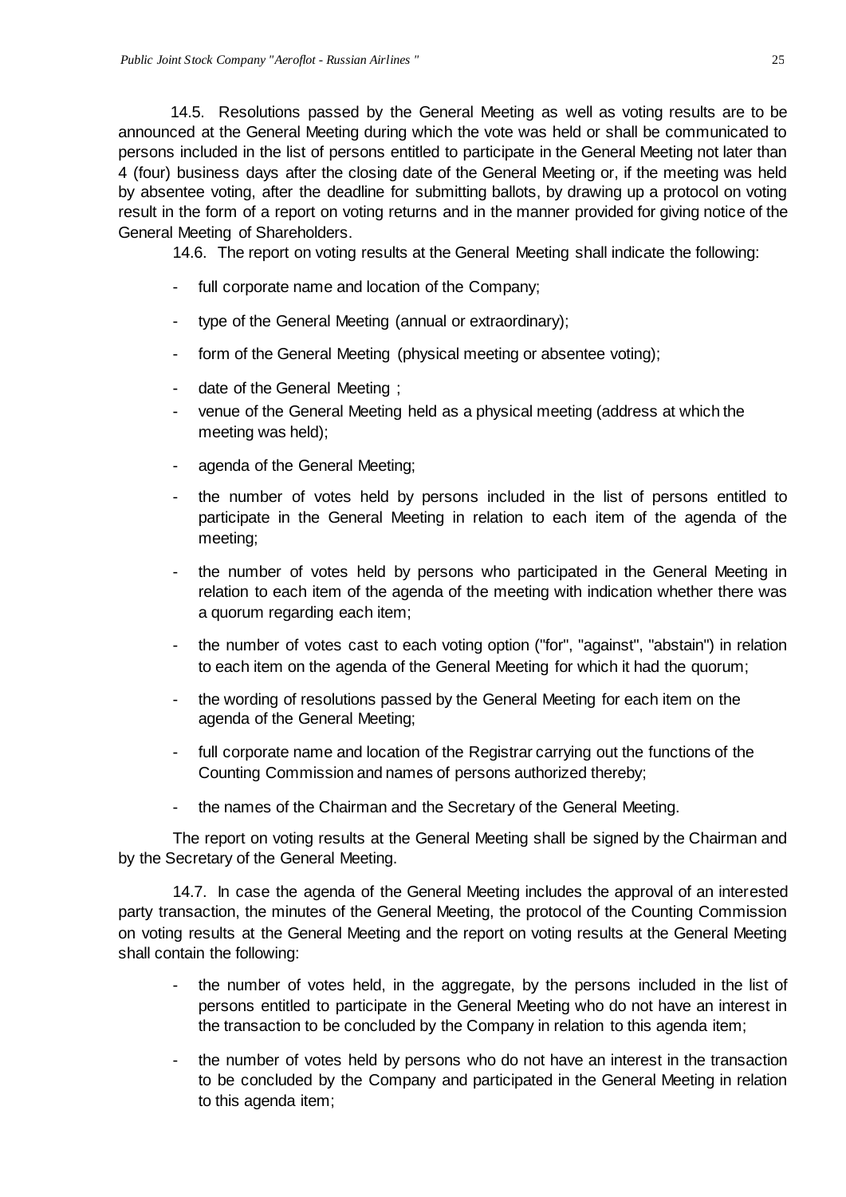14.5. Resolutions passed by the General Meeting as well as voting results are to be announced at the General Meeting during which the vote was held or shall be communicated to persons included in the list of persons entitled to participate in the General Meeting not later than 4 (four) business days after the closing date of the General Meeting or, if the meeting was held by absentee voting, after the deadline for submitting ballots, by drawing up a protocol on voting result in the form of a report on voting returns and in the manner provided for giving notice of the General Meeting of Shareholders.

14.6. The report on voting results at the General Meeting shall indicate the following:

- full corporate name and location of the Company;
- type of the General Meeting (annual or extraordinary);
- form of the General Meeting (physical meeting or absentee voting);
- date of the General Meeting ;
- venue of the General Meeting held as a physical meeting (address at which the meeting was held);
- agenda of the General Meeting;
- the number of votes held by persons included in the list of persons entitled to participate in the General Meeting in relation to each item of the agenda of the meeting;
- the number of votes held by persons who participated in the General Meeting in relation to each item of the agenda of the meeting with indication whether there was a quorum regarding each item;
- the number of votes cast to each voting option ("for", "against", "abstain") in relation to each item on the agenda of the General Meeting for which it had the quorum;
- the wording of resolutions passed by the General Meeting for each item on the agenda of the General Meeting;
- full corporate name and location of the Registrar carrying out the functions of the Counting Commission and names of persons authorized thereby;
- the names of the Chairman and the Secretary of the General Meeting.

The report on voting results at the General Meeting shall be signed by the Chairman and by the Secretary of the General Meeting.

14.7. In case the agenda of the General Meeting includes the approval of an interested party transaction, the minutes of the General Meeting, the protocol of the Counting Commission on voting results at the General Meeting and the report on voting results at the General Meeting shall contain the following:

- the number of votes held, in the aggregate, by the persons included in the list of persons entitled to participate in the General Meeting who do not have an interest in the transaction to be concluded by the Company in relation to this agenda item;
- the number of votes held by persons who do not have an interest in the transaction to be concluded by the Company and participated in the General Meeting in relation to this agenda item;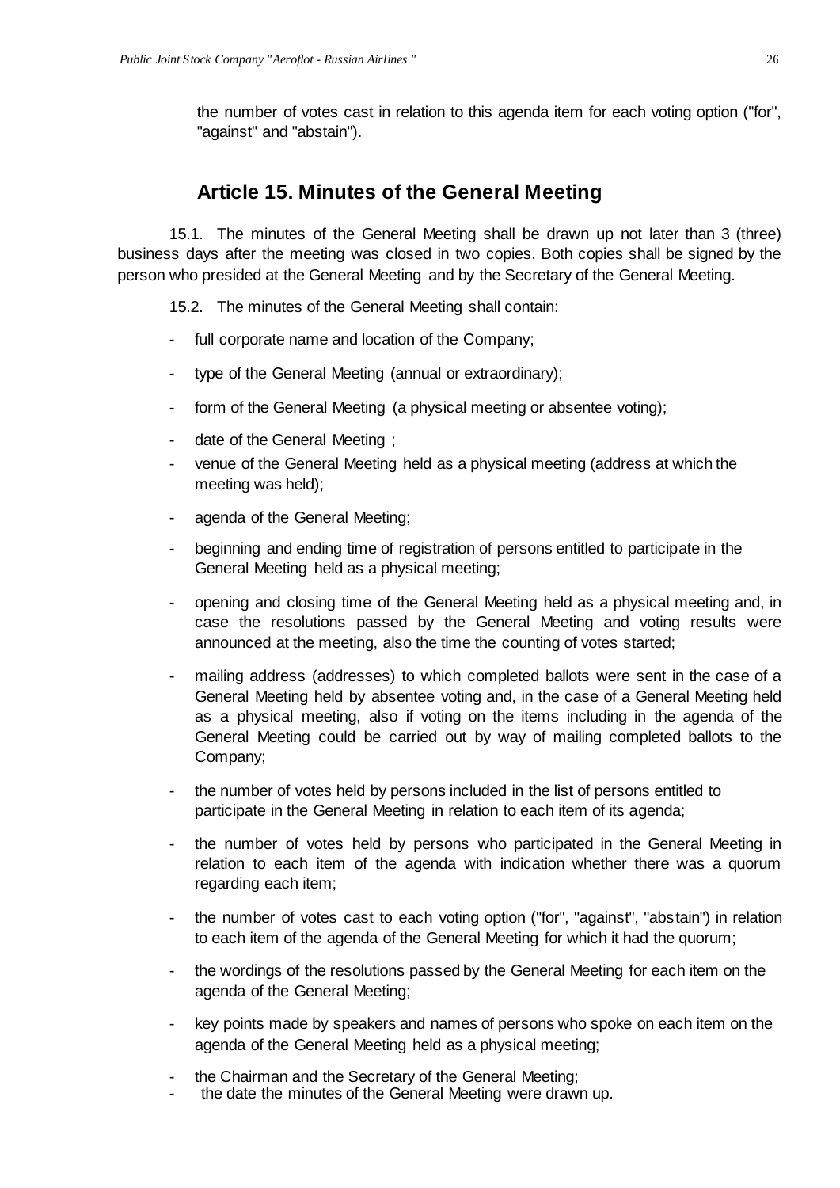the number of votes cast in relation to this agenda item for each voting option ("for", "against" and "abstain").

## Article 15. Minutes of the General Meeting

15.1. The minutes of the General Meeting shall be drawn up not later than 3 (three) business days after the meeting was closed in two copies. Both copies shall be signed by the person who presided at the General Meeting and by the Secretary of the General Meeting.

15.2. The minutes of the General Meeting shall contain:

- full corporate name and location of the Company;
- type of the General Meeting (annual or extraordinary);
- form of the General Meeting (a physical meeting or absentee voting);
- date of the General Meeting ;
- venue of the General Meeting held as a physical meeting (address at which the meeting was held);
- agenda of the General Meeting;
- beginning and ending time of registration of persons entitled to participate in the General Meeting held as a physical meeting;
- opening and closing time of the General Meeting held as a physical meeting and, in case the resolutions passed by the General Meeting and voting results were announced at the meeting, also the time the counting of votes started;
- mailing address (addresses) to which completed ballots were sent in the case of a General Meeting held by absentee voting and, in the case of a General Meeting held as a physical meeting, also if voting on the items including in the agenda of the General Meeting could be carried out by way of mailing completed ballots to the Company;
- the number of votes held by persons included in the list of persons entitled to participate in the General Meeting in relation to each item of its agenda;
- the number of votes held by persons who participated in the General Meeting in relation to each item of the agenda with indication whether there was a quorum regarding each item;
- the number of votes cast to each voting option ("for", "against", "abstain") in relation to each item of the agenda of the General Meeting for which it had the quorum;
- the wordings of the resolutions passed by the General Meeting for each item on the agenda of the General Meeting;
- key points made by speakers and names of persons who spoke on each item on the agenda of the General Meeting held as a physical meeting;
- the Chairman and the Secretary of the General Meeting;
- the date the minutes of the General Meeting were drawn up.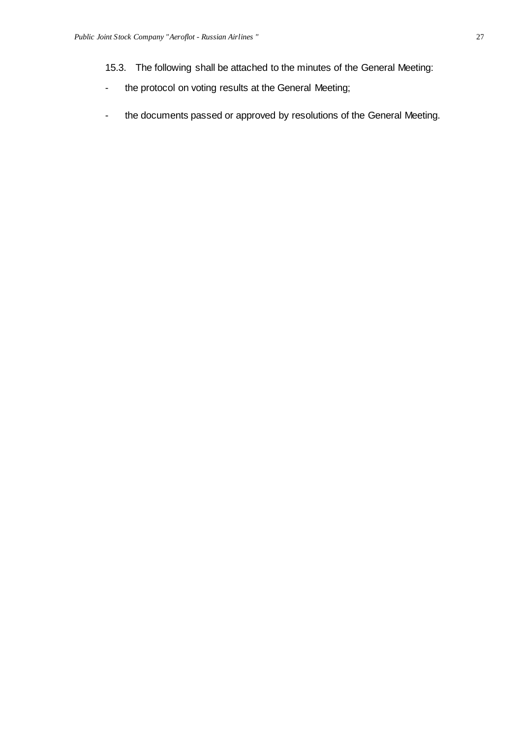15.3. The following shall be attached to the minutes of the General Meeting:

- the protocol on voting results at the General Meeting;
- the documents passed or approved by resolutions of the General Meeting.